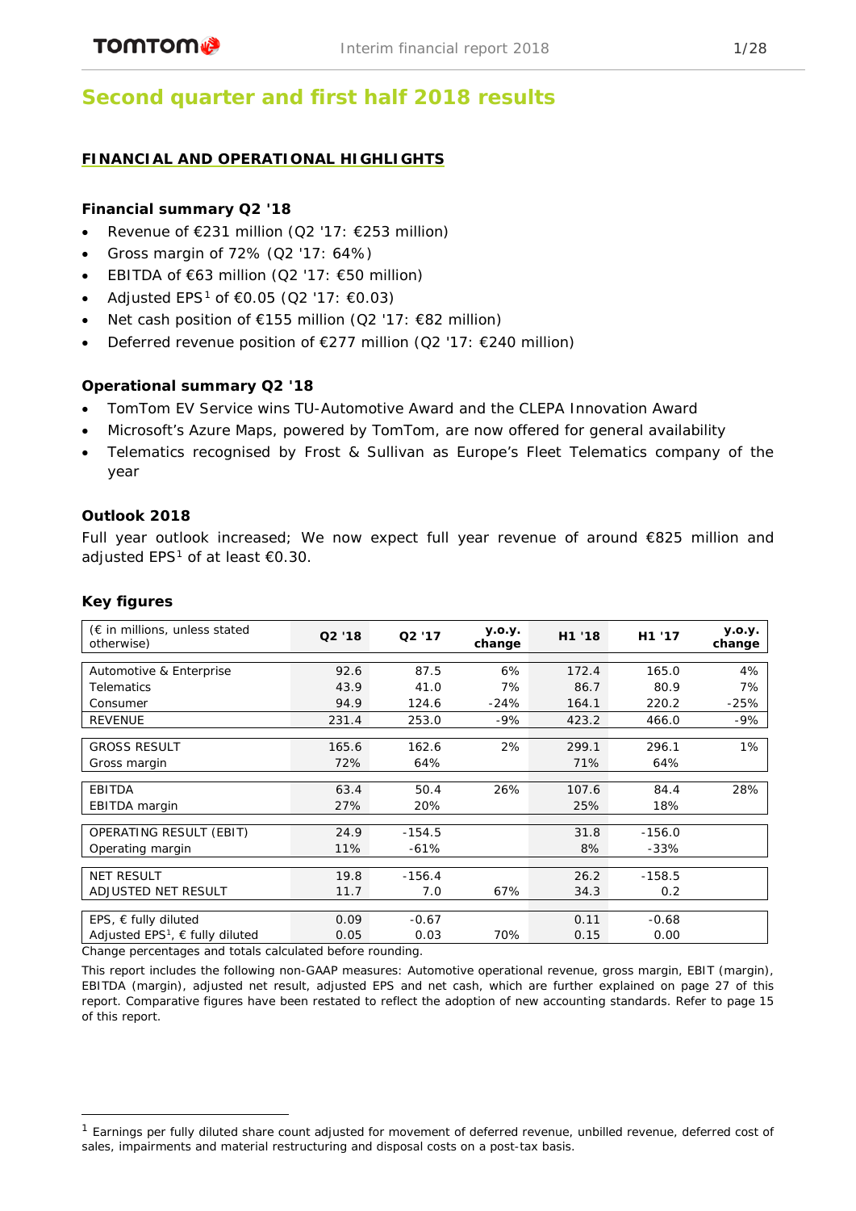# Second quarter and first half 2018 results

## FINANCIAL AND OPERATIONAL HIGHLIGHTS

### Financial summary Q2 '18

- Revenue of €231 million (Q2 '17: €253 million)
- Gross margin of 72% (Q2 '17: 64%)
- EBITDA of €63 million (Q2 '17: €50 million)
- Adjusted EPS[1] of €0.05 (Q2 '17: €0.03)
- Net cash position of €155 million (Q2 '17: €82 million)
- Deferred revenue position of €277 million (Q2 '17: €240 million)

### Operational summary Q2 '18

- TomTom EV Service wins TU-Automotive Award and the CLEPA Innovation Award
- Microsoft's Azure Maps, powered by TomTom, are now offered for general availability
- Telematics recognised by Frost & Sullivan as Europe's Fleet Telematics company of the year

### Outlook 2018

Full year outlook increased; We now expect full year revenue of around €825 million and adjusted EPS[1] of at least €0.30.

### Key figures

| (€ in millions, unless stated otherwise) | Q2 '18 | Q2 '17 | y.o.y. change | H1 '18 | H1 '17 | y.o.y. change |
|---|---|---|---|---|---|---|
| Automotive & Enterprise | 92.6 | 87.5 | 6% | 172.4 | 165.0 | 4% |
| Telematics | 43.9 | 41.0 | 7% | 86.7 | 80.9 | 7% |
| Consumer | 94.9 | 124.6 | -24% | 164.1 | 220.2 | -25% |
| REVENUE | 231.4 | 253.0 | -9% | 423.2 | 466.0 | -9% |
| GROSS RESULT | 165.6 | 162.6 | 2% | 299.1 | 296.1 | 1% |
| Gross margin | 72% | 64% | | 71% | 64% | |
| EBITDA | 63.4 | 50.4 | 26% | 107.6 | 84.4 | 28% |
| EBITDA margin | 27% | 20% | | 25% | 18% | |
| OPERATING RESULT (EBIT) | 24.9 | -154.5 | | 31.8 | -156.0 | |
| Operating margin | 11% | -61% | | 8% | -33% | |
| NET RESULT | 19.8 | -156.4 | | 26.2 | -158.5 | |
| ADJUSTED NET RESULT | 11.7 | 7.0 | 67% | 34.3 | 0.2 | |
| EPS, € fully diluted | 0.09 | -0.67 | | 0.11 | -0.68 | |
| Adjusted EPS[1], € fully diluted | 0.05 | 0.03 | 70% | 0.15 | 0.00 | |

Change percentages and totals calculated before rounding.

This report includes the following non-GAAP measures: Automotive operational revenue, gross margin, EBIT (margin), EBITDA (margin), adjusted net result, adjusted EPS and net cash, which are further explained on page 27 of this report. Comparative figures have been restated to reflect the adoption of new accounting standards. Refer to page 15 of this report.

[1] Earnings per fully diluted share count adjusted for movement of deferred revenue, unbilled revenue, deferred cost of sales, impairments and material restructuring and disposal costs on a post-tax basis.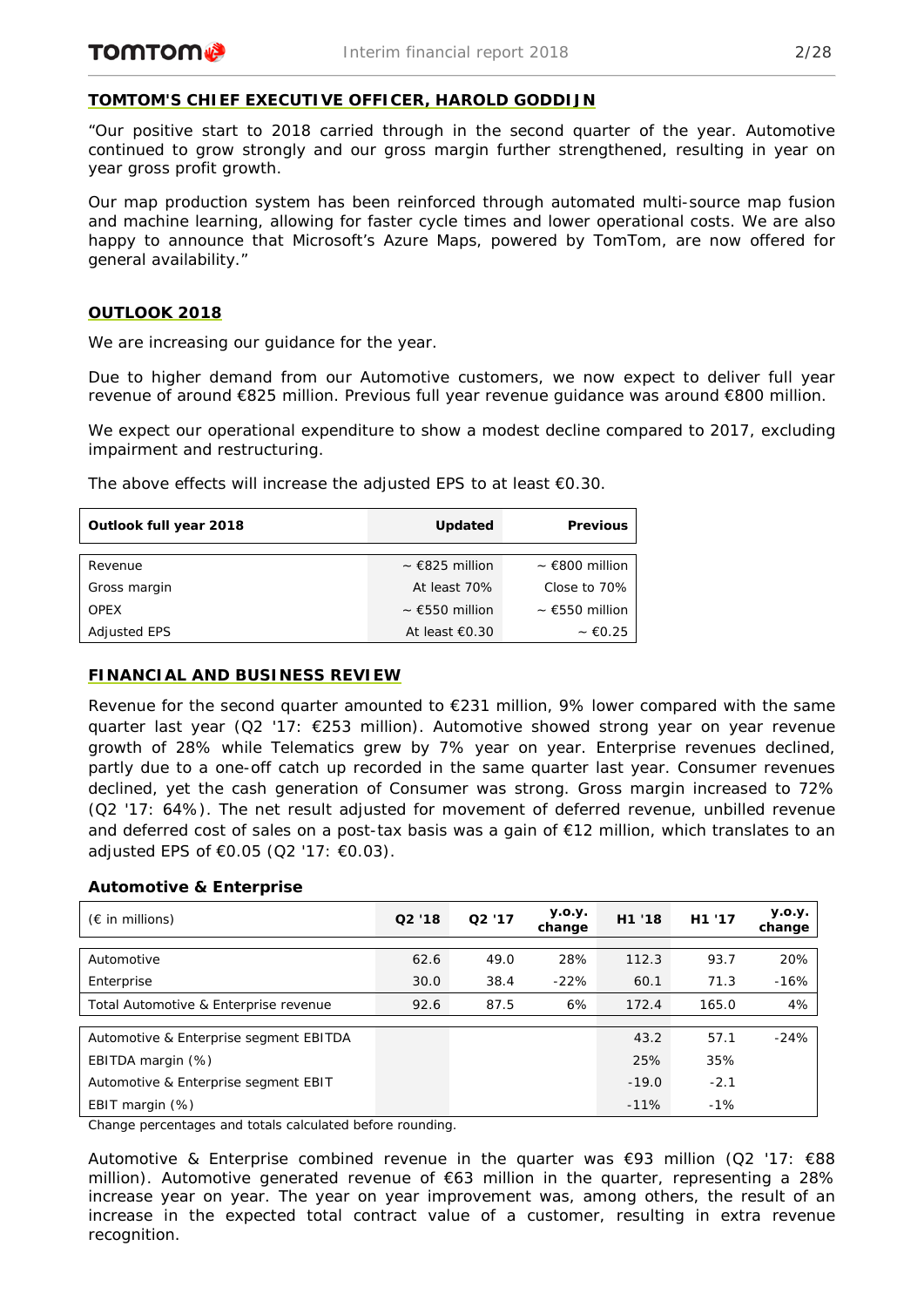## TOMTOM'S CHIEF EXECUTIVE OFFICER, HAROLD GODDIJN

"Our positive start to 2018 carried through in the second quarter of the year. Automotive continued to grow strongly and our gross margin further strengthened, resulting in year on year gross profit growth.

Our map production system has been reinforced through automated multi-source map fusion and machine learning, allowing for faster cycle times and lower operational costs. We are also happy to announce that Microsoft's Azure Maps, powered by TomTom, are now offered for general availability."

## OUTLOOK 2018

We are increasing our guidance for the year.

Due to higher demand from our Automotive customers, we now expect to deliver full year revenue of around €825 million. Previous full year revenue guidance was around €800 million.

We expect our operational expenditure to show a modest decline compared to 2017, excluding impairment and restructuring.

The above effects will increase the adjusted EPS to at least €0.30.

| Outlook full year 2018 | Updated | Previous |
|---|---|---|
| Revenue | ~ €825 million | ~ €800 million |
| Gross margin | At least 70% | Close to 70% |
| OPEX | ~ €550 million | ~ €550 million |
| Adjusted EPS | At least €0.30 | ~ €0.25 |

## FINANCIAL AND BUSINESS REVIEW

Revenue for the second quarter amounted to €231 million, 9% lower compared with the same quarter last year (Q2 '17: €253 million). Automotive showed strong year on year revenue growth of 28% while Telematics grew by 7% year on year. Enterprise revenues declined, partly due to a one-off catch up recorded in the same quarter last year. Consumer revenues declined, yet the cash generation of Consumer was strong. Gross margin increased to 72% (Q2 '17: 64%). The net result adjusted for movement of deferred revenue, unbilled revenue and deferred cost of sales on a post-tax basis was a gain of €12 million, which translates to an adjusted EPS of €0.05 (Q2 '17: €0.03).

### Automotive & Enterprise

| (€ in millions) | Q2 '18 | Q2 '17 | y.o.y. change | H1 '18 | H1 '17 | y.o.y. change |
|---|---|---|---|---|---|---|
| Automotive | 62.6 | 49.0 | 28% | 112.3 | 93.7 | 20% |
| Enterprise | 30.0 | 38.4 | -22% | 60.1 | 71.3 | -16% |
| Total Automotive & Enterprise revenue | 92.6 | 87.5 | 6% | 172.4 | 165.0 | 4% |
| Automotive & Enterprise segment EBITDA | | | | 43.2 | 57.1 | -24% |
| EBITDA margin (%) | | | | 25% | 35% | |
| Automotive & Enterprise segment EBIT | | | | -19.0 | -2.1 | |
| EBIT margin (%) | | | | -11% | -1% | |

Change percentages and totals calculated before rounding.

Automotive & Enterprise combined revenue in the quarter was €93 million (Q2 '17: €88 million). Automotive generated revenue of €63 million in the quarter, representing a 28% increase year on year. The year on year improvement was, among others, the result of an increase in the expected total contract value of a customer, resulting in extra revenue recognition.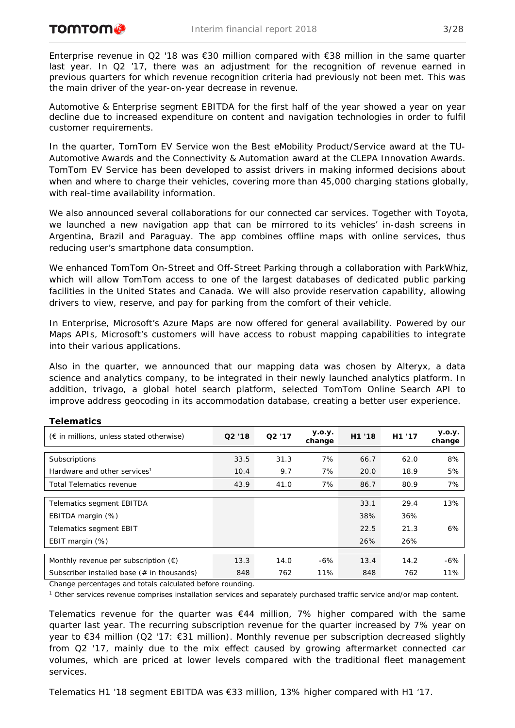Enterprise revenue in Q2 '18 was €30 million compared with €38 million in the same quarter last year. In Q2 '17, there was an adjustment for the recognition of revenue earned in previous quarters for which revenue recognition criteria had previously not been met. This was the main driver of the year-on-year decrease in revenue.

Automotive & Enterprise segment EBITDA for the first half of the year showed a year on year decline due to increased expenditure on content and navigation technologies in order to fulfil customer requirements.

In the quarter, TomTom EV Service won the Best eMobility Product/Service award at the TU-Automotive Awards and the Connectivity & Automation award at the CLEPA Innovation Awards. TomTom EV Service has been developed to assist drivers in making informed decisions about when and where to charge their vehicles, covering more than 45,000 charging stations globally, with real-time availability information.

We also announced several collaborations for our connected car services. Together with Toyota, we launched a new navigation app that can be mirrored to its vehicles' in-dash screens in Argentina, Brazil and Paraguay. The app combines offline maps with online services, thus reducing user's smartphone data consumption.

We enhanced TomTom On-Street and Off-Street Parking through a collaboration with ParkWhiz, which will allow TomTom access to one of the largest databases of dedicated public parking facilities in the United States and Canada. We will also provide reservation capability, allowing drivers to view, reserve, and pay for parking from the comfort of their vehicle.

In Enterprise, Microsoft's Azure Maps are now offered for general availability. Powered by our Maps APIs, Microsoft's customers will have access to robust mapping capabilities to integrate into their various applications.

Also in the quarter, we announced that our mapping data was chosen by Alteryx, a data science and analytics company, to be integrated in their newly launched analytics platform. In addition, trivago, a global hotel search platform, selected TomTom Online Search API to improve address geocoding in its accommodation database, creating a better user experience.

**Telematics**

| (€ in millions, unless stated otherwise) | Q2 '18 | Q2 '17 | y.o.y. change | H1 '18 | H1 '17 | y.o.y. change |
|---|---|---|---|---|---|---|
| Subscriptions | 33.5 | 31.3 | 7% | 66.7 | 62.0 | 8% |
| Hardware and other services[1] | 10.4 | 9.7 | 7% | 20.0 | 18.9 | 5% |
| Total Telematics revenue | 43.9 | 41.0 | 7% | 86.7 | 80.9 | 7% |
| Telematics segment EBITDA | | | | 33.1 | 29.4 | 13% |
| EBITDA margin (%) | | | | 38% | 36% | |
| Telematics segment EBIT | | | | 22.5 | 21.3 | 6% |
| EBIT margin (%) | | | | 26% | 26% | |
| Monthly revenue per subscription (€) | 13.3 | 14.0 | -6% | 13.4 | 14.2 | -6% |
| Subscriber installed base (# in thousands) | 848 | 762 | 11% | 848 | 762 | 11% |

Change percentages and totals calculated before rounding.

[1] Other services revenue comprises installation services and separately purchased traffic service and/or map content.

Telematics revenue for the quarter was €44 million, 7% higher compared with the same quarter last year. The recurring subscription revenue for the quarter increased by 7% year on year to €34 million (Q2 '17: €31 million). Monthly revenue per subscription decreased slightly from Q2 '17, mainly due to the mix effect caused by growing aftermarket connected car volumes, which are priced at lower levels compared with the traditional fleet management services.

Telematics H1 '18 segment EBITDA was €33 million, 13% higher compared with H1 '17.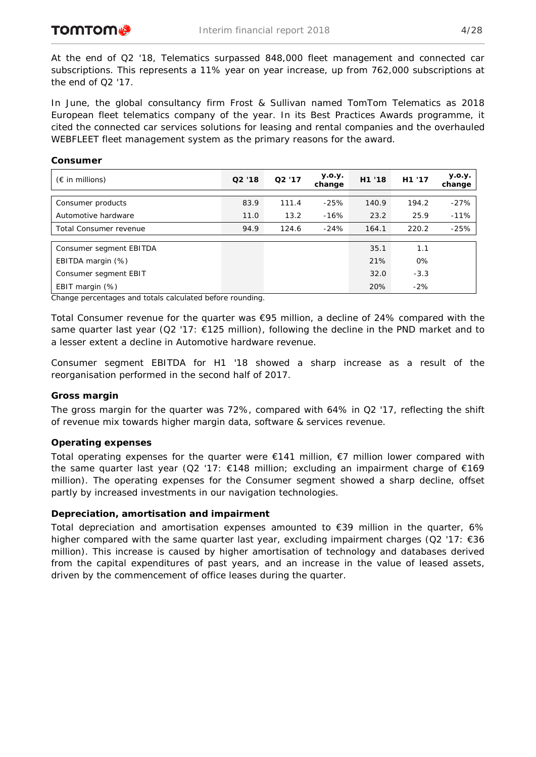At the end of Q2 '18, Telematics surpassed 848,000 fleet management and connected car subscriptions. This represents a 11% year on year increase, up from 762,000 subscriptions at the end of Q2 '17.

In June, the global consultancy firm Frost & Sullivan named TomTom Telematics as 2018 European fleet telematics company of the year. In its Best Practices Awards programme, it cited the connected car services solutions for leasing and rental companies and the overhauled WEBFLEET fleet management system as the primary reasons for the award.

**Consumer**

| (€ in millions) | Q2 '18 | Q2 '17 | y.o.y. change | H1 '18 | H1 '17 | y.o.y. change |
|---|---|---|---|---|---|---|
| Consumer products | 83.9 | 111.4 | -25% | 140.9 | 194.2 | -27% |
| Automotive hardware | 11.0 | 13.2 | -16% | 23.2 | 25.9 | -11% |
| Total Consumer revenue | 94.9 | 124.6 | -24% | 164.1 | 220.2 | -25% |
| Consumer segment EBITDA | | | | 35.1 | 1.1 | |
| EBITDA margin (%) | | | | 21% | 0% | |
| Consumer segment EBIT | | | | 32.0 | -3.3 | |
| EBIT margin (%) | | | | 20% | -2% | |

Change percentages and totals calculated before rounding.

Total Consumer revenue for the quarter was €95 million, a decline of 24% compared with the same quarter last year (Q2 '17: €125 million), following the decline in the PND market and to a lesser extent a decline in Automotive hardware revenue.

Consumer segment EBITDA for H1 '18 showed a sharp increase as a result of the reorganisation performed in the second half of 2017.

**Gross margin**

The gross margin for the quarter was 72%, compared with 64% in Q2 '17, reflecting the shift of revenue mix towards higher margin data, software & services revenue.

**Operating expenses**

Total operating expenses for the quarter were €141 million, €7 million lower compared with the same quarter last year (Q2 '17: €148 million; excluding an impairment charge of €169 million). The operating expenses for the Consumer segment showed a sharp decline, offset partly by increased investments in our navigation technologies.

**Depreciation, amortisation and impairment**

Total depreciation and amortisation expenses amounted to €39 million in the quarter, 6% higher compared with the same quarter last year, excluding impairment charges (Q2 '17: €36 million). This increase is caused by higher amortisation of technology and databases derived from the capital expenditures of past years, and an increase in the value of leased assets, driven by the commencement of office leases during the quarter.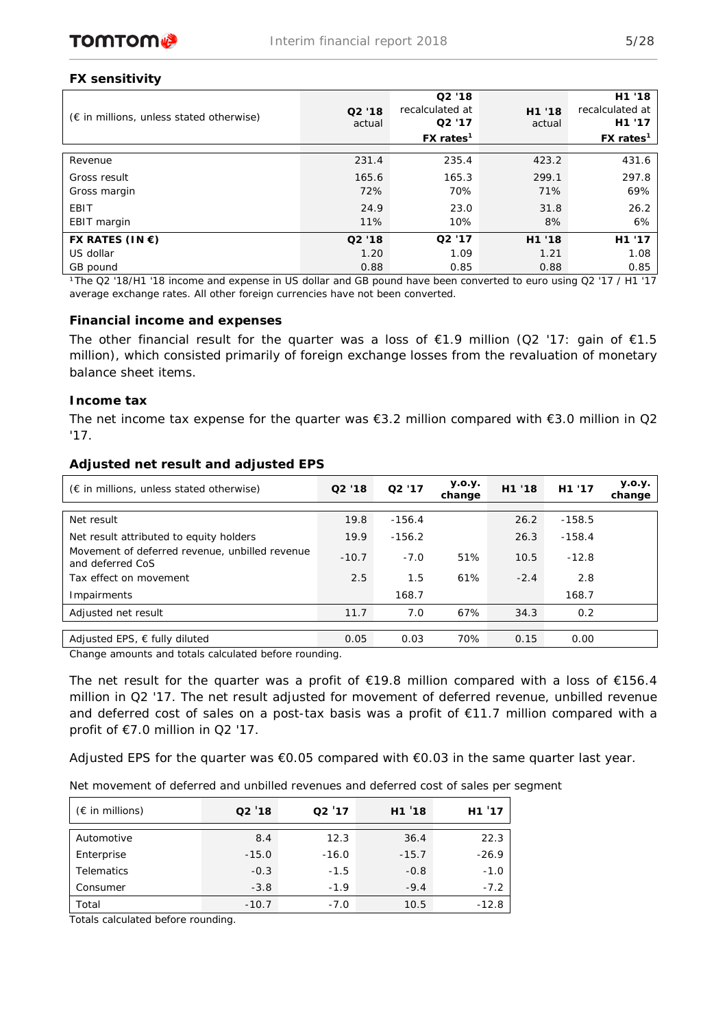### FX sensitivity

| (€ in millions, unless stated otherwise) | Q2 '18 actual | Q2 '18 recalculated at Q2 '17 FX rates[1] | H1 '18 actual | H1 '18 recalculated at H1 '17 FX rates[1] |
|---|---|---|---|---|
| Revenue | 231.4 | 235.4 | 423.2 | 431.6 |
| Gross result | 165.6 | 165.3 | 299.1 | 297.8 |
| Gross margin | 72% | 70% | 71% | 69% |
| EBIT | 24.9 | 23.0 | 31.8 | 26.2 |
| EBIT margin | 11% | 10% | 8% | 6% |
| **FX RATES (IN €)** | **Q2 '18** | **Q2 '17** | **H1 '18** | **H1 '17** |
| US dollar | 1.20 | 1.09 | 1.21 | 1.08 |
| GB pound | 0.88 | 0.85 | 0.88 | 0.85 |

[1] The Q2 '18/H1 '18 income and expense in US dollar and GB pound have been converted to euro using Q2 '17 / H1 '17 average exchange rates. All other foreign currencies have not been converted.

### Financial income and expenses

The other financial result for the quarter was a loss of €1.9 million (Q2 '17: gain of €1.5 million), which consisted primarily of foreign exchange losses from the revaluation of monetary balance sheet items.

### Income tax

The net income tax expense for the quarter was €3.2 million compared with €3.0 million in Q2 '17.

### Adjusted net result and adjusted EPS

| (€ in millions, unless stated otherwise) | Q2 '18 | Q2 '17 | y.o.y. change | H1 '18 | H1 '17 | y.o.y. change |
|---|---|---|---|---|---|---|
| Net result | 19.8 | -156.4 | | 26.2 | -158.5 | |
| Net result attributed to equity holders | 19.9 | -156.2 | | 26.3 | -158.4 | |
| Movement of deferred revenue, unbilled revenue and deferred CoS | -10.7 | -7.0 | 51% | 10.5 | -12.8 | |
| Tax effect on movement | 2.5 | 1.5 | 61% | -2.4 | 2.8 | |
| Impairments | | 168.7 | | | 168.7 | |
| Adjusted net result | 11.7 | 7.0 | 67% | 34.3 | 0.2 | |
| Adjusted EPS, € fully diluted | 0.05 | 0.03 | 70% | 0.15 | 0.00 | |

Change amounts and totals calculated before rounding.

The net result for the quarter was a profit of €19.8 million compared with a loss of €156.4 million in Q2 '17. The net result adjusted for movement of deferred revenue, unbilled revenue and deferred cost of sales on a post-tax basis was a profit of €11.7 million compared with a profit of €7.0 million in Q2 '17.

Adjusted EPS for the quarter was €0.05 compared with €0.03 in the same quarter last year.

Net movement of deferred and unbilled revenues and deferred cost of sales per segment

| (€ in millions) | Q2 '18 | Q2 '17 | H1 '18 | H1 '17 |
|---|---|---|---|---|
| Automotive | 8.4 | 12.3 | 36.4 | 22.3 |
| Enterprise | -15.0 | -16.0 | -15.7 | -26.9 |
| Telematics | -0.3 | -1.5 | -0.8 | -1.0 |
| Consumer | -3.8 | -1.9 | -9.4 | -7.2 |
| Total | -10.7 | -7.0 | 10.5 | -12.8 |

Totals calculated before rounding.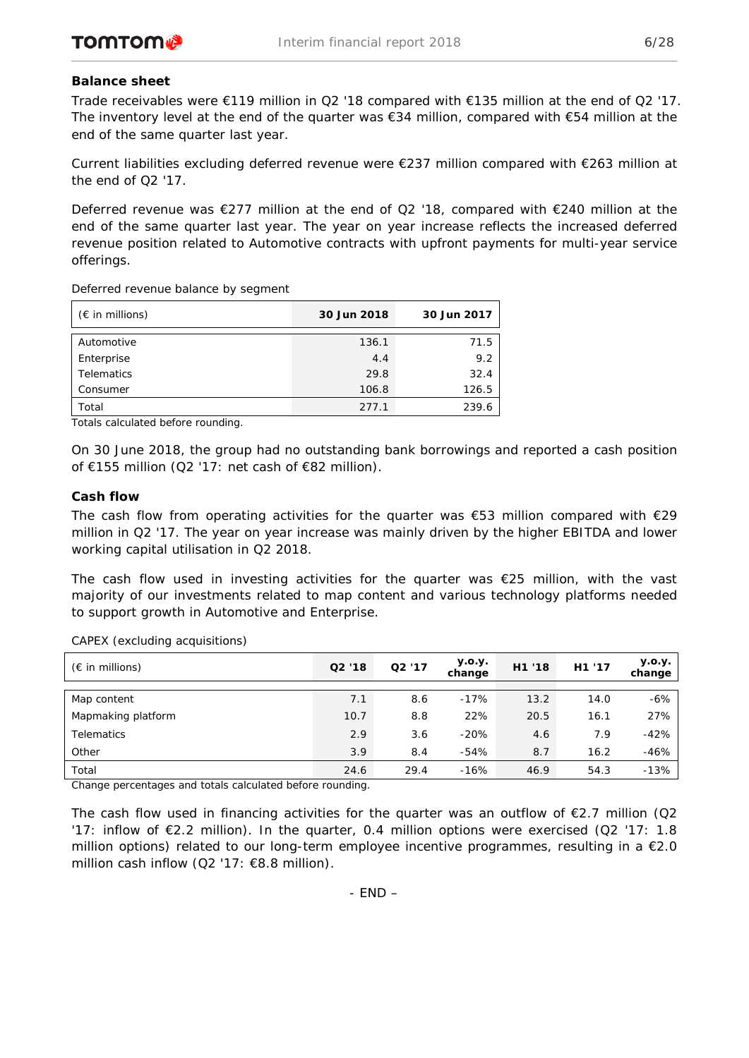### Balance sheet

Trade receivables were €119 million in Q2 '18 compared with €135 million at the end of Q2 '17. The inventory level at the end of the quarter was €34 million, compared with €54 million at the end of the same quarter last year.

Current liabilities excluding deferred revenue were €237 million compared with €263 million at the end of Q2 '17.

Deferred revenue was €277 million at the end of Q2 '18, compared with €240 million at the end of the same quarter last year. The year on year increase reflects the increased deferred revenue position related to Automotive contracts with upfront payments for multi-year service offerings.

Deferred revenue balance by segment

| (€ in millions) | 30 Jun 2018 | 30 Jun 2017 |
|---|---|---|
| Automotive | 136.1 | 71.5 |
| Enterprise | 4.4 | 9.2 |
| Telematics | 29.8 | 32.4 |
| Consumer | 106.8 | 126.5 |
| Total | 277.1 | 239.6 |

Totals calculated before rounding.

On 30 June 2018, the group had no outstanding bank borrowings and reported a cash position of €155 million (Q2 '17: net cash of €82 million).

### Cash flow

The cash flow from operating activities for the quarter was €53 million compared with €29 million in Q2 '17. The year on year increase was mainly driven by the higher EBITDA and lower working capital utilisation in Q2 2018.

The cash flow used in investing activities for the quarter was €25 million, with the vast majority of our investments related to map content and various technology platforms needed to support growth in Automotive and Enterprise.

CAPEX (excluding acquisitions)

| (€ in millions) | Q2 '18 | Q2 '17 | y.o.y. change | H1 '18 | H1 '17 | y.o.y. change |
|---|---|---|---|---|---|---|
| Map content | 7.1 | 8.6 | -17% | 13.2 | 14.0 | -6% |
| Mapmaking platform | 10.7 | 8.8 | 22% | 20.5 | 16.1 | 27% |
| Telematics | 2.9 | 3.6 | -20% | 4.6 | 7.9 | -42% |
| Other | 3.9 | 8.4 | -54% | 8.7 | 16.2 | -46% |
| Total | 24.6 | 29.4 | -16% | 46.9 | 54.3 | -13% |

Change percentages and totals calculated before rounding.

The cash flow used in financing activities for the quarter was an outflow of €2.7 million (Q2 '17: inflow of €2.2 million). In the quarter, 0.4 million options were exercised (Q2 '17: 1.8 million options) related to our long-term employee incentive programmes, resulting in a €2.0 million cash inflow (Q2 '17: €8.8 million).

\- END –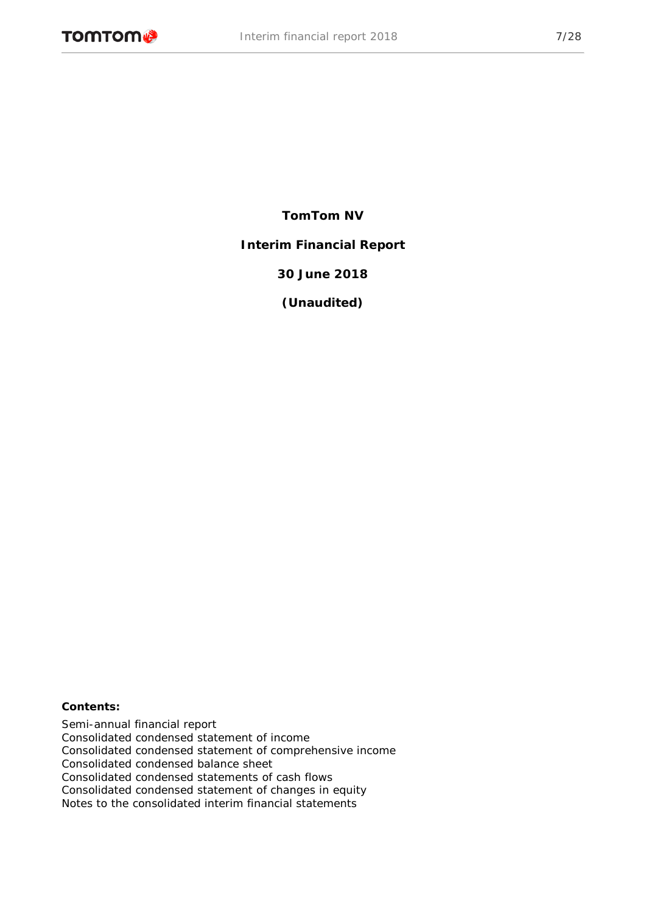**TomTom NV**

**Interim Financial Report**

**30 June 2018**

**(Unaudited)**

**Contents:**

Semi-annual financial report
Consolidated condensed statement of income
Consolidated condensed statement of comprehensive income
Consolidated condensed balance sheet
Consolidated condensed statements of cash flows
Consolidated condensed statement of changes in equity
Notes to the consolidated interim financial statements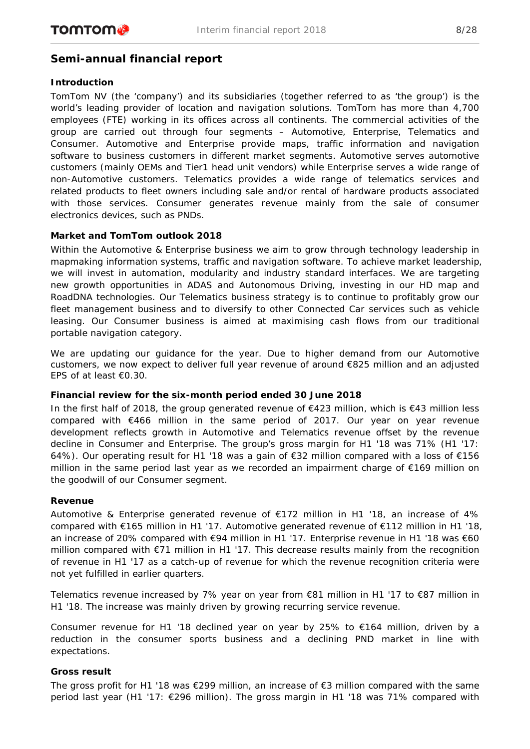## Semi-annual financial report

### Introduction

TomTom NV (the 'company') and its subsidiaries (together referred to as 'the group') is the world's leading provider of location and navigation solutions. TomTom has more than 4,700 employees (FTE) working in its offices across all continents. The commercial activities of the group are carried out through four segments – Automotive, Enterprise, Telematics and Consumer. Automotive and Enterprise provide maps, traffic information and navigation software to business customers in different market segments. Automotive serves automotive customers (mainly OEMs and Tier1 head unit vendors) while Enterprise serves a wide range of non-Automotive customers. Telematics provides a wide range of telematics services and related products to fleet owners including sale and/or rental of hardware products associated with those services. Consumer generates revenue mainly from the sale of consumer electronics devices, such as PNDs.

### Market and TomTom outlook 2018

Within the Automotive & Enterprise business we aim to grow through technology leadership in mapmaking information systems, traffic and navigation software. To achieve market leadership, we will invest in automation, modularity and industry standard interfaces. We are targeting new growth opportunities in ADAS and Autonomous Driving, investing in our HD map and RoadDNA technologies. Our Telematics business strategy is to continue to profitably grow our fleet management business and to diversify to other Connected Car services such as vehicle leasing. Our Consumer business is aimed at maximising cash flows from our traditional portable navigation category.

We are updating our guidance for the year. Due to higher demand from our Automotive customers, we now expect to deliver full year revenue of around €825 million and an adjusted EPS of at least €0.30.

### Financial review for the six-month period ended 30 June 2018

In the first half of 2018, the group generated revenue of €423 million, which is €43 million less compared with €466 million in the same period of 2017. Our year on year revenue development reflects growth in Automotive and Telematics revenue offset by the revenue decline in Consumer and Enterprise. The group's gross margin for H1 '18 was 71% (H1 '17: 64%). Our operating result for H1 '18 was a gain of €32 million compared with a loss of €156 million in the same period last year as we recorded an impairment charge of €169 million on the goodwill of our Consumer segment.

### Revenue

Automotive & Enterprise generated revenue of €172 million in H1 '18, an increase of 4% compared with €165 million in H1 '17. Automotive generated revenue of €112 million in H1 '18, an increase of 20% compared with €94 million in H1 '17. Enterprise revenue in H1 '18 was €60 million compared with €71 million in H1 '17. This decrease results mainly from the recognition of revenue in H1 '17 as a catch-up of revenue for which the revenue recognition criteria were not yet fulfilled in earlier quarters.

Telematics revenue increased by 7% year on year from €81 million in H1 '17 to €87 million in H1 '18. The increase was mainly driven by growing recurring service revenue.

Consumer revenue for H1 '18 declined year on year by 25% to €164 million, driven by a reduction in the consumer sports business and a declining PND market in line with expectations.

### Gross result

The gross profit for H1 '18 was €299 million, an increase of €3 million compared with the same period last year (H1 '17: €296 million). The gross margin in H1 '18 was 71% compared with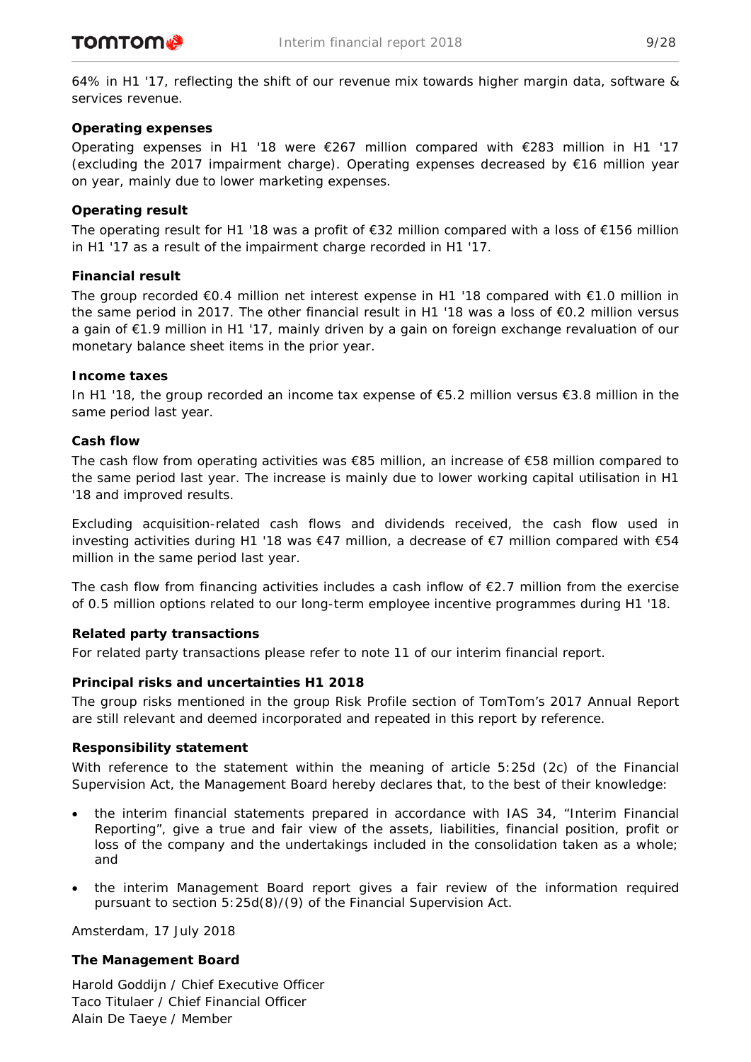64% in H1 '17, reflecting the shift of our revenue mix towards higher margin data, software & services revenue.

**Operating expenses**

Operating expenses in H1 '18 were €267 million compared with €283 million in H1 '17 (excluding the 2017 impairment charge). Operating expenses decreased by €16 million year on year, mainly due to lower marketing expenses.

**Operating result**

The operating result for H1 '18 was a profit of €32 million compared with a loss of €156 million in H1 '17 as a result of the impairment charge recorded in H1 '17.

**Financial result**

The group recorded €0.4 million net interest expense in H1 '18 compared with €1.0 million in the same period in 2017. The other financial result in H1 '18 was a loss of €0.2 million versus a gain of €1.9 million in H1 '17, mainly driven by a gain on foreign exchange revaluation of our monetary balance sheet items in the prior year.

**Income taxes**

In H1 '18, the group recorded an income tax expense of €5.2 million versus €3.8 million in the same period last year.

**Cash flow**

The cash flow from operating activities was €85 million, an increase of €58 million compared to the same period last year. The increase is mainly due to lower working capital utilisation in H1 '18 and improved results.

Excluding acquisition-related cash flows and dividends received, the cash flow used in investing activities during H1 '18 was €47 million, a decrease of €7 million compared with €54 million in the same period last year.

The cash flow from financing activities includes a cash inflow of €2.7 million from the exercise of 0.5 million options related to our long-term employee incentive programmes during H1 '18.

**Related party transactions**

For related party transactions please refer to note 11 of our interim financial report.

**Principal risks and uncertainties H1 2018**

The group risks mentioned in the group Risk Profile section of TomTom's 2017 Annual Report are still relevant and deemed incorporated and repeated in this report by reference.

**Responsibility statement**

With reference to the statement within the meaning of article 5:25d (2c) of the Financial Supervision Act, the Management Board hereby declares that, to the best of their knowledge:

- the interim financial statements prepared in accordance with IAS 34, "Interim Financial Reporting", give a true and fair view of the assets, liabilities, financial position, profit or loss of the company and the undertakings included in the consolidation taken as a whole; and
- the interim Management Board report gives a fair review of the information required pursuant to section 5:25d(8)/(9) of the Financial Supervision Act.

Amsterdam, 17 July 2018

**The Management Board**

Harold Goddijn / Chief Executive Officer
Taco Titulaer / Chief Financial Officer
Alain De Taeye / Member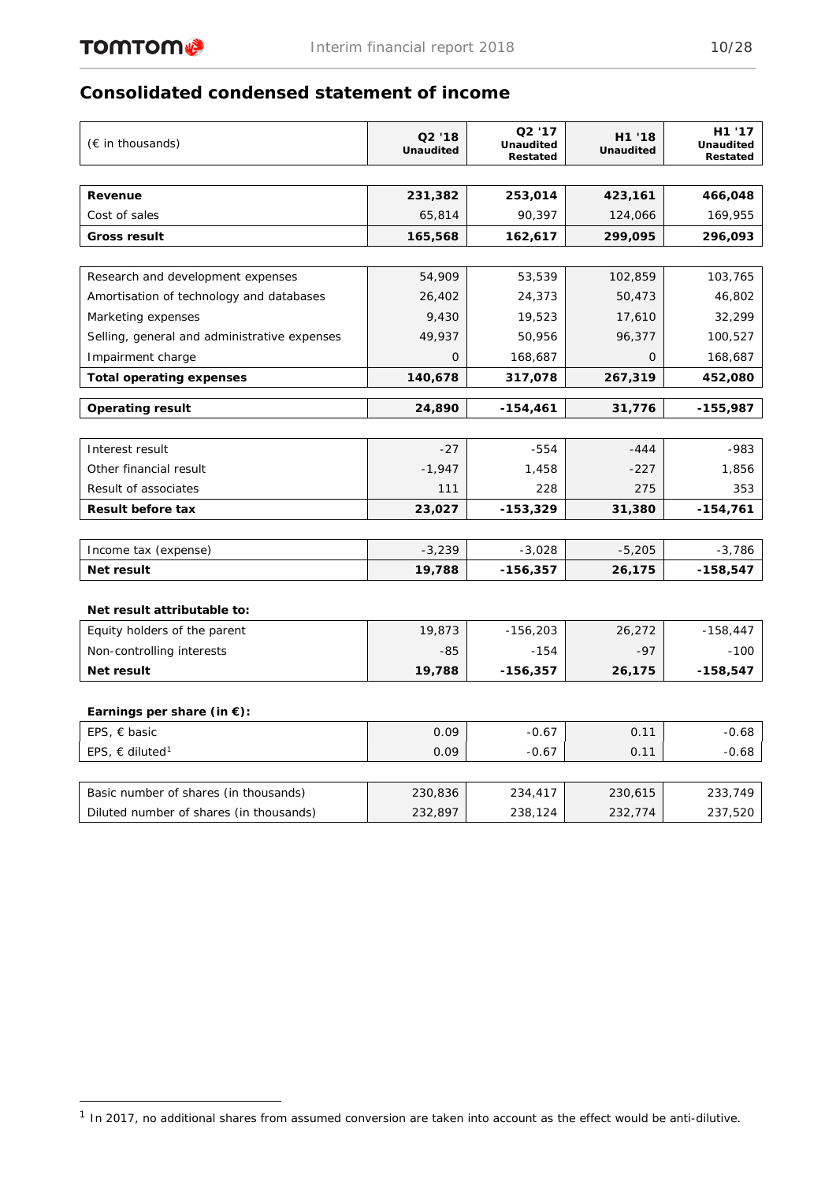## Consolidated condensed statement of income

| (€ in thousands) | Q2 '18 Unaudited | Q2 '17 Unaudited Restated | H1 '18 Unaudited | H1 '17 Unaudited Restated |
|---|---|---|---|---|
| **Revenue** | **231,382** | **253,014** | **423,161** | **466,048** |
| Cost of sales | 65,814 | 90,397 | 124,066 | 169,955 |
| **Gross result** | **165,568** | **162,617** | **299,095** | **296,093** |
| | | | | |
| Research and development expenses | 54,909 | 53,539 | 102,859 | 103,765 |
| Amortisation of technology and databases | 26,402 | 24,373 | 50,473 | 46,802 |
| Marketing expenses | 9,430 | 19,523 | 17,610 | 32,299 |
| Selling, general and administrative expenses | 49,937 | 50,956 | 96,377 | 100,527 |
| Impairment charge | 0 | 168,687 | 0 | 168,687 |
| **Total operating expenses** | **140,678** | **317,078** | **267,319** | **452,080** |
| | | | | |
| **Operating result** | **24,890** | **-154,461** | **31,776** | **-155,987** |
| | | | | |
| Interest result | -27 | -554 | -444 | -983 |
| Other financial result | -1,947 | 1,458 | -227 | 1,856 |
| Result of associates | 111 | 228 | 275 | 353 |
| **Result before tax** | **23,027** | **-153,329** | **31,380** | **-154,761** |
| | | | | |
| Income tax (expense) | -3,239 | -3,028 | -5,205 | -3,786 |
| **Net result** | **19,788** | **-156,357** | **26,175** | **-158,547** |
| | | | | |
| **Net result attributable to:** | | | | |
| Equity holders of the parent | 19,873 | -156,203 | 26,272 | -158,447 |
| Non-controlling interests | -85 | -154 | -97 | -100 |
| **Net result** | **19,788** | **-156,357** | **26,175** | **-158,547** |
| | | | | |
| **Earnings per share (in €):** | | | | |
| EPS, € basic | 0.09 | -0.67 | 0.11 | -0.68 |
| EPS, € diluted[1] | 0.09 | -0.67 | 0.11 | -0.68 |
| | | | | |
| Basic number of shares (in thousands) | 230,836 | 234,417 | 230,615 | 233,749 |
| Diluted number of shares (in thousands) | 232,897 | 238,124 | 232,774 | 237,520 |

[1] In 2017, no additional shares from assumed conversion are taken into account as the effect would be anti-dilutive.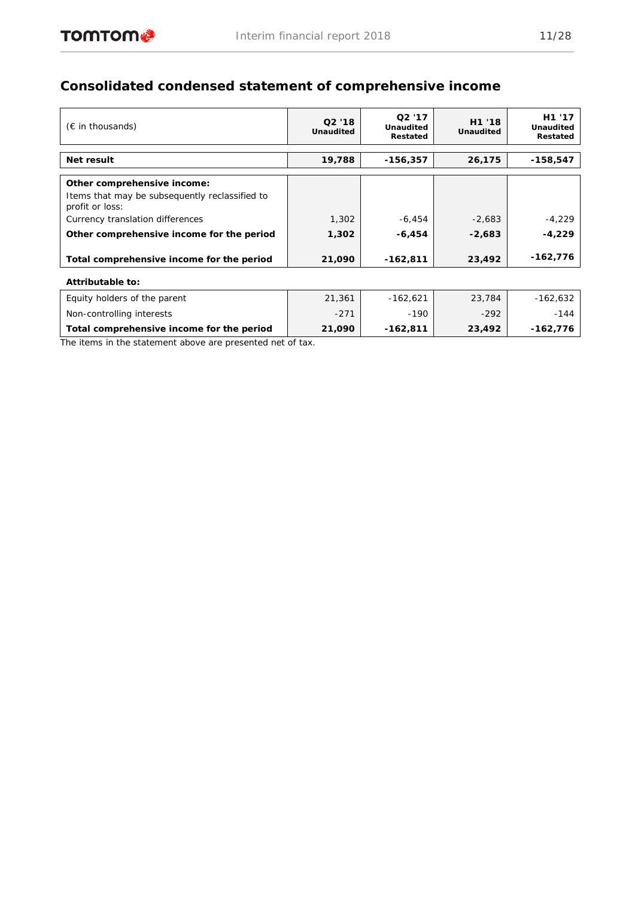## Consolidated condensed statement of comprehensive income

| (€ in thousands) | Q2 '18 Unaudited | Q2 '17 Unaudited Restated | H1 '18 Unaudited | H1 '17 Unaudited Restated |
|---|---|---|---|---|
| **Net result** | **19,788** | **-156,357** | **26,175** | **-158,547** |
| **Other comprehensive income:** | | | | |
| Items that may be subsequently reclassified to profit or loss: | | | | |
| Currency translation differences | 1,302 | -6,454 | -2,683 | -4,229 |
| **Other comprehensive income for the period** | **1,302** | **-6,454** | **-2,683** | **-4,229** |
| **Total comprehensive income for the period** | **21,090** | **-162,811** | **23,492** | **-162,776** |
| **Attributable to:** | | | | |
| Equity holders of the parent | 21,361 | -162,621 | 23,784 | -162,632 |
| Non-controlling interests | -271 | -190 | -292 | -144 |
| **Total comprehensive income for the period** | **21,090** | **-162,811** | **23,492** | **-162,776** |

The items in the statement above are presented net of tax.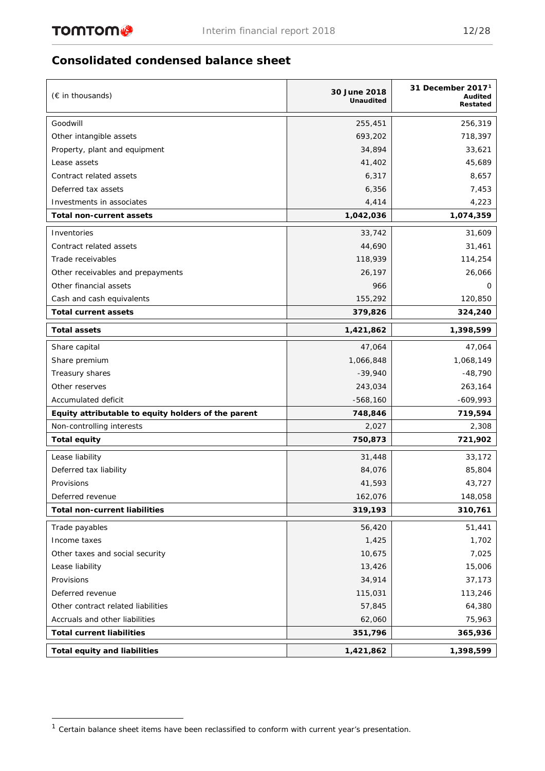## Consolidated condensed balance sheet

| (€ in thousands) | 30 June 2018 Unaudited | 31 December 2017[1] Audited Restated |
|---|---|---|
| Goodwill | 255,451 | 256,319 |
| Other intangible assets | 693,202 | 718,397 |
| Property, plant and equipment | 34,894 | 33,621 |
| Lease assets | 41,402 | 45,689 |
| Contract related assets | 6,317 | 8,657 |
| Deferred tax assets | 6,356 | 7,453 |
| Investments in associates | 4,414 | 4,223 |
| **Total non-current assets** | **1,042,036** | **1,074,359** |
| Inventories | 33,742 | 31,609 |
| Contract related assets | 44,690 | 31,461 |
| Trade receivables | 118,939 | 114,254 |
| Other receivables and prepayments | 26,197 | 26,066 |
| Other financial assets | 966 | 0 |
| Cash and cash equivalents | 155,292 | 120,850 |
| **Total current assets** | **379,826** | **324,240** |
| **Total assets** | **1,421,862** | **1,398,599** |
| Share capital | 47,064 | 47,064 |
| Share premium | 1,066,848 | 1,068,149 |
| Treasury shares | -39,940 | -48,790 |
| Other reserves | 243,034 | 263,164 |
| Accumulated deficit | -568,160 | -609,993 |
| **Equity attributable to equity holders of the parent** | **748,846** | **719,594** |
| Non-controlling interests | 2,027 | 2,308 |
| **Total equity** | **750,873** | **721,902** |
| Lease liability | 31,448 | 33,172 |
| Deferred tax liability | 84,076 | 85,804 |
| Provisions | 41,593 | 43,727 |
| Deferred revenue | 162,076 | 148,058 |
| **Total non-current liabilities** | **319,193** | **310,761** |
| Trade payables | 56,420 | 51,441 |
| Income taxes | 1,425 | 1,702 |
| Other taxes and social security | 10,675 | 7,025 |
| Lease liability | 13,426 | 15,006 |
| Provisions | 34,914 | 37,173 |
| Deferred revenue | 115,031 | 113,246 |
| Other contract related liabilities | 57,845 | 64,380 |
| Accruals and other liabilities | 62,060 | 75,963 |
| **Total current liabilities** | **351,796** | **365,936** |
| **Total equity and liabilities** | **1,421,862** | **1,398,599** |

[1] Certain balance sheet items have been reclassified to conform with current year's presentation.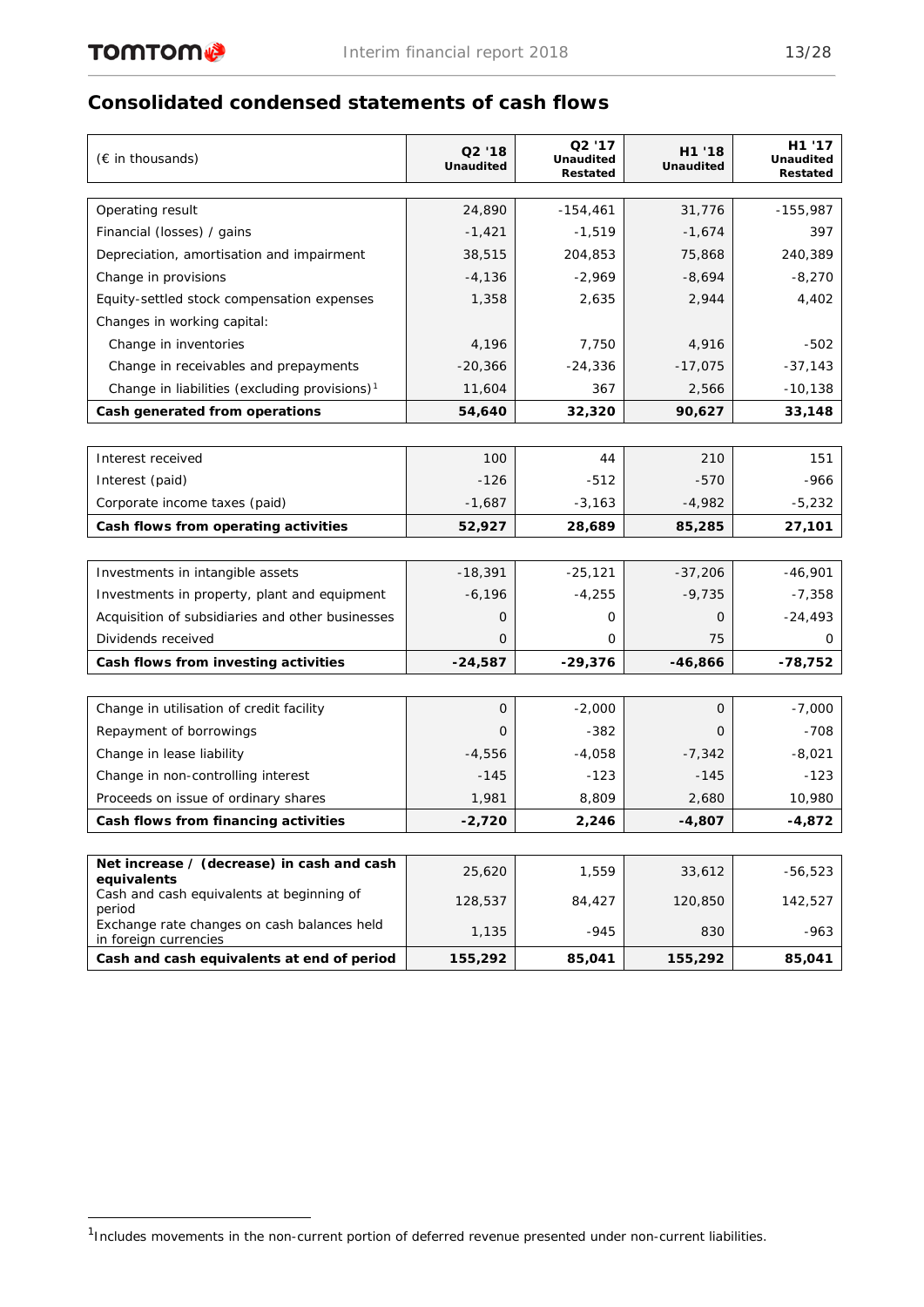## Consolidated condensed statements of cash flows

| (€ in thousands) | Q2 '18 Unaudited | Q2 '17 Unaudited Restated | H1 '18 Unaudited | H1 '17 Unaudited Restated |
|---|---|---|---|---|
| Operating result | 24,890 | -154,461 | 31,776 | -155,987 |
| Financial (losses) / gains | -1,421 | -1,519 | -1,674 | 397 |
| Depreciation, amortisation and impairment | 38,515 | 204,853 | 75,868 | 240,389 |
| Change in provisions | -4,136 | -2,969 | -8,694 | -8,270 |
| Equity-settled stock compensation expenses | 1,358 | 2,635 | 2,944 | 4,402 |
| Changes in working capital: | | | | |
| Change in inventories | 4,196 | 7,750 | 4,916 | -502 |
| Change in receivables and prepayments | -20,366 | -24,336 | -17,075 | -37,143 |
| Change in liabilities (excluding provisions)[1] | 11,604 | 367 | 2,566 | -10,138 |
| **Cash generated from operations** | **54,640** | **32,320** | **90,627** | **33,148** |
| | | | | |
| Interest received | 100 | 44 | 210 | 151 |
| Interest (paid) | -126 | -512 | -570 | -966 |
| Corporate income taxes (paid) | -1,687 | -3,163 | -4,982 | -5,232 |
| **Cash flows from operating activities** | **52,927** | **28,689** | **85,285** | **27,101** |
| | | | | |
| Investments in intangible assets | -18,391 | -25,121 | -37,206 | -46,901 |
| Investments in property, plant and equipment | -6,196 | -4,255 | -9,735 | -7,358 |
| Acquisition of subsidiaries and other businesses | 0 | 0 | 0 | -24,493 |
| Dividends received | 0 | 0 | 75 | 0 |
| **Cash flows from investing activities** | **-24,587** | **-29,376** | **-46,866** | **-78,752** |
| | | | | |
| Change in utilisation of credit facility | 0 | -2,000 | 0 | -7,000 |
| Repayment of borrowings | 0 | -382 | 0 | -708 |
| Change in lease liability | -4,556 | -4,058 | -7,342 | -8,021 |
| Change in non-controlling interest | -145 | -123 | -145 | -123 |
| Proceeds on issue of ordinary shares | 1,981 | 8,809 | 2,680 | 10,980 |
| **Cash flows from financing activities** | **-2,720** | **2,246** | **-4,807** | **-4,872** |
| | | | | |
| **Net increase / (decrease) in cash and cash equivalents** | 25,620 | 1,559 | 33,612 | -56,523 |
| Cash and cash equivalents at beginning of period | 128,537 | 84,427 | 120,850 | 142,527 |
| Exchange rate changes on cash balances held in foreign currencies | 1,135 | -945 | 830 | -963 |
| **Cash and cash equivalents at end of period** | **155,292** | **85,041** | **155,292** | **85,041** |

[1] Includes movements in the non-current portion of deferred revenue presented under non-current liabilities.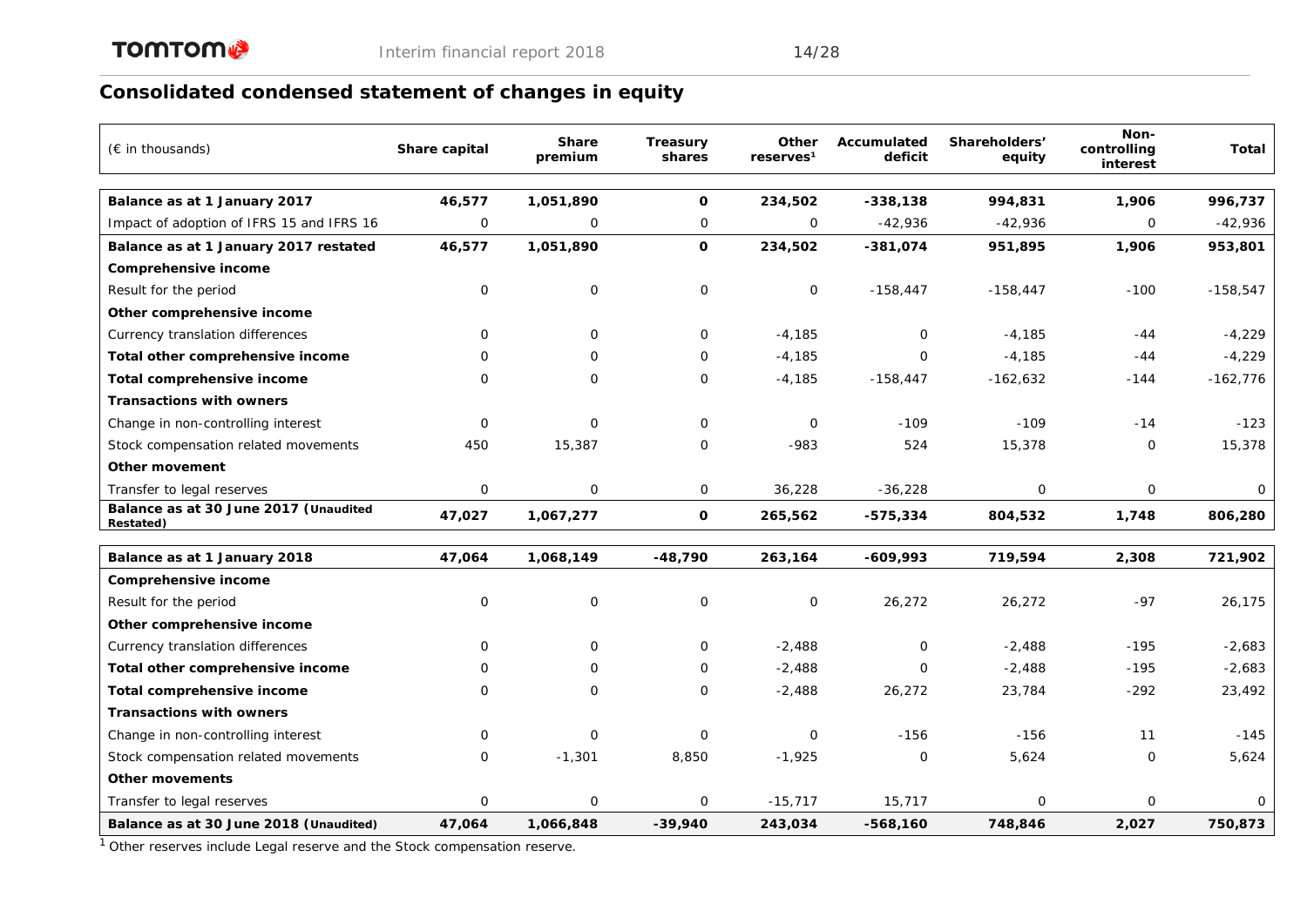## Consolidated condensed statement of changes in equity

| (€ in thousands) | Share capital | Share premium | Treasury shares | Other reserves[1] | Accumulated deficit | Shareholders' equity | Non-controlling interest | Total |
|---|---|---|---|---|---|---|---|---|
| **Balance as at 1 January 2017** | **46,577** | **1,051,890** | **0** | **234,502** | **-338,138** | **994,831** | **1,906** | **996,737** |
| Impact of adoption of IFRS 15 and IFRS 16 | 0 | 0 | 0 | 0 | -42,936 | -42,936 | 0 | -42,936 |
| **Balance as at 1 January 2017 restated** | **46,577** | **1,051,890** | **0** | **234,502** | **-381,074** | **951,895** | **1,906** | **953,801** |
| **Comprehensive income** | | | | | | | | |
| Result for the period | 0 | 0 | 0 | 0 | -158,447 | -158,447 | -100 | -158,547 |
| **Other comprehensive income** | | | | | | | | |
| Currency translation differences | 0 | 0 | 0 | -4,185 | 0 | -4,185 | -44 | -4,229 |
| **Total other comprehensive income** | 0 | 0 | 0 | -4,185 | 0 | -4,185 | -44 | -4,229 |
| **Total comprehensive income** | 0 | 0 | 0 | -4,185 | -158,447 | -162,632 | -144 | -162,776 |
| **Transactions with owners** | | | | | | | | |
| Change in non-controlling interest | 0 | 0 | 0 | 0 | -109 | -109 | -14 | -123 |
| Stock compensation related movements | 450 | 15,387 | 0 | -983 | 524 | 15,378 | 0 | 15,378 |
| **Other movement** | | | | | | | | |
| Transfer to legal reserves | 0 | 0 | 0 | 36,228 | -36,228 | 0 | 0 | 0 |
| **Balance as at 30 June 2017 (Unaudited Restated)** | **47,027** | **1,067,277** | **0** | **265,562** | **-575,334** | **804,532** | **1,748** | **806,280** |
| **Balance as at 1 January 2018** | **47,064** | **1,068,149** | **-48,790** | **263,164** | **-609,993** | **719,594** | **2,308** | **721,902** |
| **Comprehensive income** | | | | | | | | |
| Result for the period | 0 | 0 | 0 | 0 | 26,272 | 26,272 | -97 | 26,175 |
| **Other comprehensive income** | | | | | | | | |
| Currency translation differences | 0 | 0 | 0 | -2,488 | 0 | -2,488 | -195 | -2,683 |
| **Total other comprehensive income** | 0 | 0 | 0 | -2,488 | 0 | -2,488 | -195 | -2,683 |
| **Total comprehensive income** | 0 | 0 | 0 | -2,488 | 26,272 | 23,784 | -292 | 23,492 |
| **Transactions with owners** | | | | | | | | |
| Change in non-controlling interest | 0 | 0 | 0 | 0 | -156 | -156 | 11 | -145 |
| Stock compensation related movements | 0 | -1,301 | 8,850 | -1,925 | 0 | 5,624 | 0 | 5,624 |
| **Other movements** | | | | | | | | |
| Transfer to legal reserves | 0 | 0 | 0 | -15,717 | 15,717 | 0 | 0 | 0 |
| **Balance as at 30 June 2018 (Unaudited)** | **47,064** | **1,066,848** | **-39,940** | **243,034** | **-568,160** | **748,846** | **2,027** | **750,873** |

[1] Other reserves include Legal reserve and the Stock compensation reserve.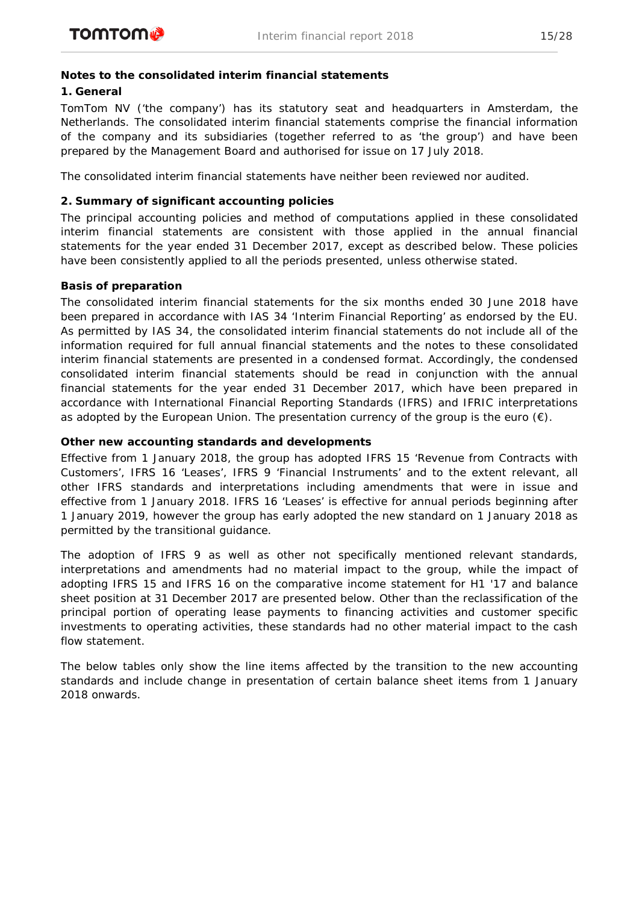## Notes to the consolidated interim financial statements

### 1. General

TomTom NV ('the company') has its statutory seat and headquarters in Amsterdam, the Netherlands. The consolidated interim financial statements comprise the financial information of the company and its subsidiaries (together referred to as 'the group') and have been prepared by the Management Board and authorised for issue on 17 July 2018.

The consolidated interim financial statements have neither been reviewed nor audited.

### 2. Summary of significant accounting policies

The principal accounting policies and method of computations applied in these consolidated interim financial statements are consistent with those applied in the annual financial statements for the year ended 31 December 2017, except as described below. These policies have been consistently applied to all the periods presented, unless otherwise stated.

**Basis of preparation**

The consolidated interim financial statements for the six months ended 30 June 2018 have been prepared in accordance with IAS 34 'Interim Financial Reporting' as endorsed by the EU. As permitted by IAS 34, the consolidated interim financial statements do not include all of the information required for full annual financial statements and the notes to these consolidated interim financial statements are presented in a condensed format. Accordingly, the condensed consolidated interim financial statements should be read in conjunction with the annual financial statements for the year ended 31 December 2017, which have been prepared in accordance with International Financial Reporting Standards (IFRS) and IFRIC interpretations as adopted by the European Union. The presentation currency of the group is the euro (€).

**Other new accounting standards and developments**

Effective from 1 January 2018, the group has adopted IFRS 15 'Revenue from Contracts with Customers', IFRS 16 'Leases', IFRS 9 'Financial Instruments' and to the extent relevant, all other IFRS standards and interpretations including amendments that were in issue and effective from 1 January 2018. IFRS 16 'Leases' is effective for annual periods beginning after 1 January 2019, however the group has early adopted the new standard on 1 January 2018 as permitted by the transitional guidance.

The adoption of IFRS 9 as well as other not specifically mentioned relevant standards, interpretations and amendments had no material impact to the group, while the impact of adopting IFRS 15 and IFRS 16 on the comparative income statement for H1 '17 and balance sheet position at 31 December 2017 are presented below. Other than the reclassification of the principal portion of operating lease payments to financing activities and customer specific investments to operating activities, these standards had no other material impact to the cash flow statement.

The below tables only show the line items affected by the transition to the new accounting standards and include change in presentation of certain balance sheet items from 1 January 2018 onwards.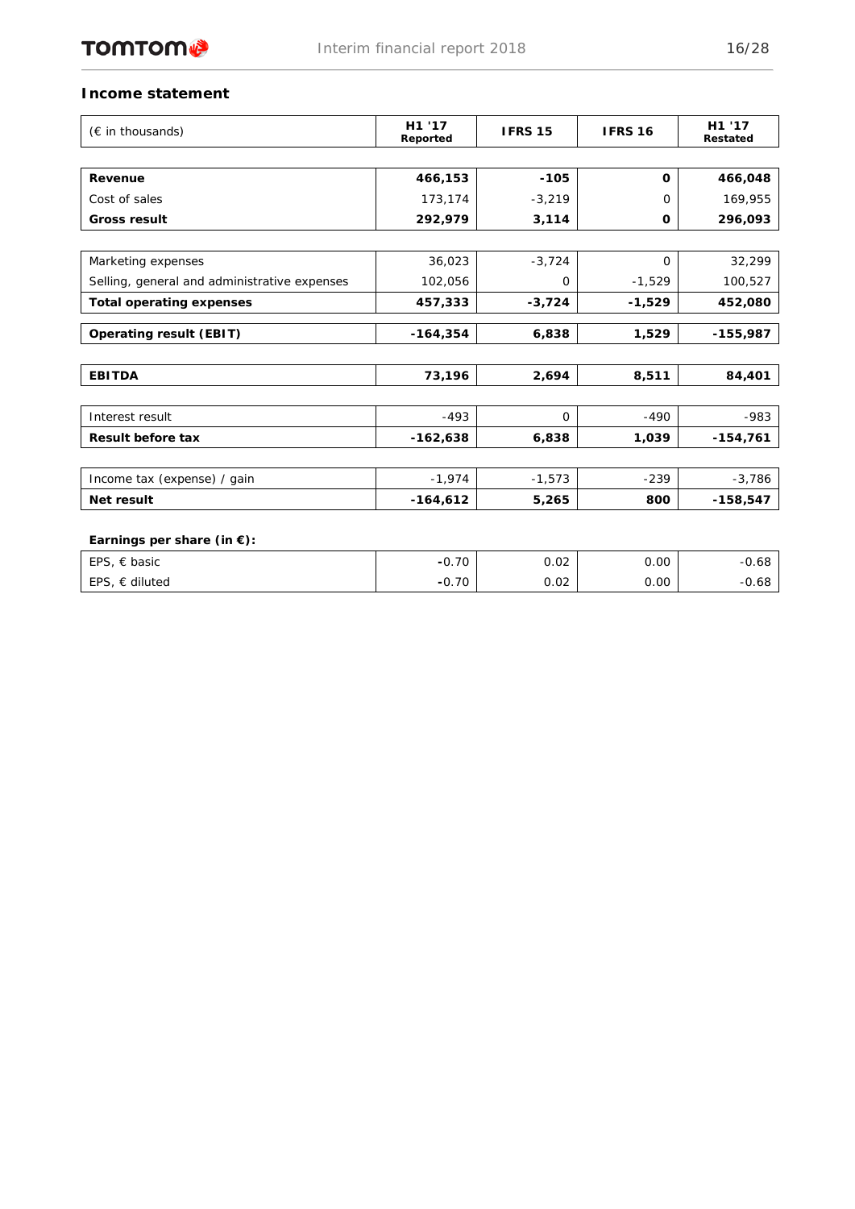## Income statement

| (€ in thousands) | H1 '17 Reported | IFRS 15 | IFRS 16 | H1 '17 Restated |
|---|---|---|---|---|
| **Revenue** | **466,153** | **-105** | **0** | **466,048** |
| Cost of sales | 173,174 | -3,219 | 0 | 169,955 |
| **Gross result** | **292,979** | **3,114** | **0** | **296,093** |
| Marketing expenses | 36,023 | -3,724 | 0 | 32,299 |
| Selling, general and administrative expenses | 102,056 | 0 | -1,529 | 100,527 |
| **Total operating expenses** | **457,333** | **-3,724** | **-1,529** | **452,080** |
| **Operating result (EBIT)** | **-164,354** | **6,838** | **1,529** | **-155,987** |
| **EBITDA** | **73,196** | **2,694** | **8,511** | **84,401** |
| Interest result | -493 | 0 | -490 | -983 |
| **Result before tax** | **-162,638** | **6,838** | **1,039** | **-154,761** |
| Income tax (expense) / gain | -1,974 | -1,573 | -239 | -3,786 |
| **Net result** | **-164,612** | **5,265** | **800** | **-158,547** |
| **Earnings per share (in €):** | | | | |
| EPS, € basic | -0.70 | 0.02 | 0.00 | -0.68 |
| EPS, € diluted | -0.70 | 0.02 | 0.00 | -0.68 |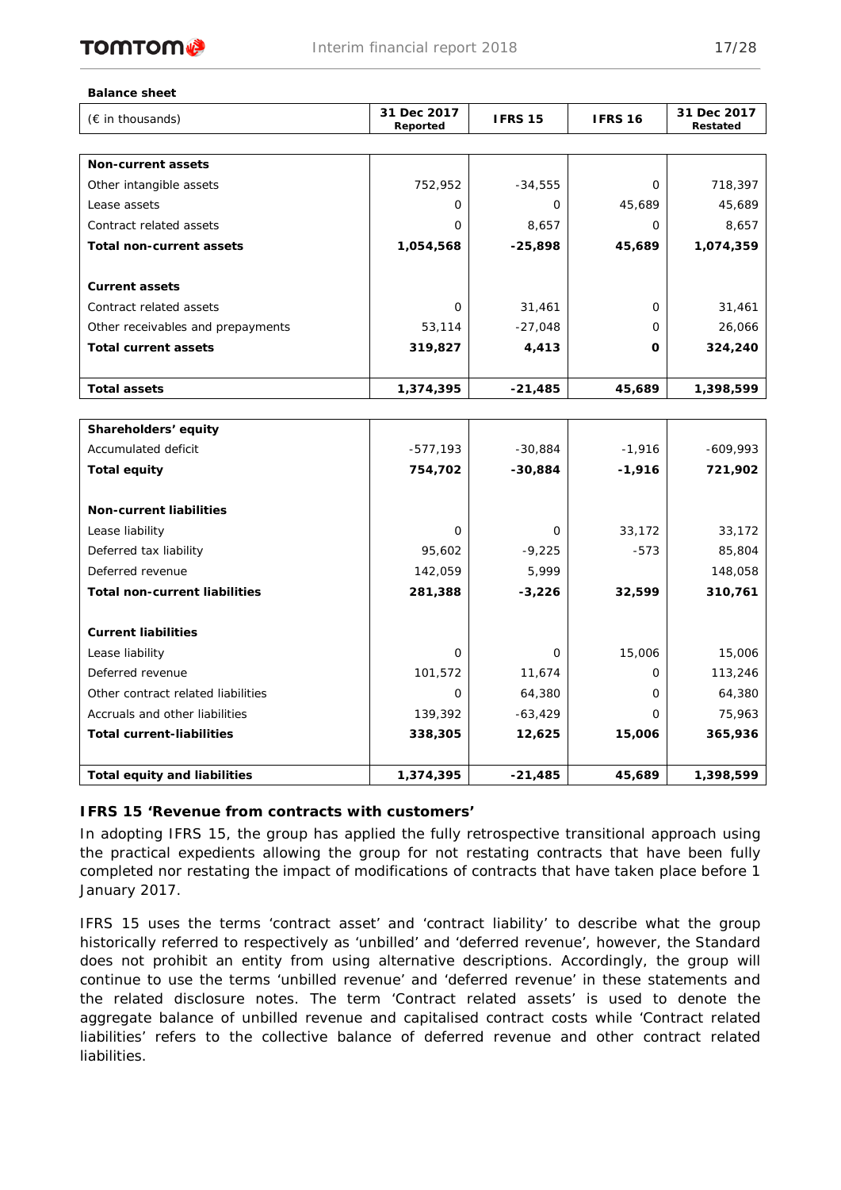**Balance sheet**

| (€ in thousands) | 31 Dec 2017 Reported | IFRS 15 | IFRS 16 | 31 Dec 2017 Restated |
|---|---|---|---|---|
| **Non-current assets** | | | | |
| Other intangible assets | 752,952 | -34,555 | 0 | 718,397 |
| Lease assets | 0 | 0 | 45,689 | 45,689 |
| Contract related assets | 0 | 8,657 | 0 | 8,657 |
| **Total non-current assets** | **1,054,568** | **-25,898** | **45,689** | **1,074,359** |
| | | | | |
| **Current assets** | | | | |
| Contract related assets | 0 | 31,461 | 0 | 31,461 |
| Other receivables and prepayments | 53,114 | -27,048 | 0 | 26,066 |
| **Total current assets** | **319,827** | **4,413** | **0** | **324,240** |
| | | | | |
| **Total assets** | **1,374,395** | **-21,485** | **45,689** | **1,398,599** |
| | | | | |
| **Shareholders' equity** | | | | |
| Accumulated deficit | -577,193 | -30,884 | -1,916 | -609,993 |
| **Total equity** | **754,702** | **-30,884** | **-1,916** | **721,902** |
| | | | | |
| **Non-current liabilities** | | | | |
| Lease liability | 0 | 0 | 33,172 | 33,172 |
| Deferred tax liability | 95,602 | -9,225 | -573 | 85,804 |
| Deferred revenue | 142,059 | 5,999 | | 148,058 |
| **Total non-current liabilities** | **281,388** | **-3,226** | **32,599** | **310,761** |
| | | | | |
| **Current liabilities** | | | | |
| Lease liability | 0 | 0 | 15,006 | 15,006 |
| Deferred revenue | 101,572 | 11,674 | 0 | 113,246 |
| Other contract related liabilities | 0 | 64,380 | 0 | 64,380 |
| Accruals and other liabilities | 139,392 | -63,429 | 0 | 75,963 |
| **Total current-liabilities** | **338,305** | **12,625** | **15,006** | **365,936** |
| | | | | |
| **Total equity and liabilities** | **1,374,395** | **-21,485** | **45,689** | **1,398,599** |

### IFRS 15 'Revenue from contracts with customers'

In adopting IFRS 15, the group has applied the fully retrospective transitional approach using the practical expedients allowing the group for not restating contracts that have been fully completed nor restating the impact of modifications of contracts that have taken place before 1 January 2017.

IFRS 15 uses the terms 'contract asset' and 'contract liability' to describe what the group historically referred to respectively as 'unbilled' and 'deferred revenue', however, the Standard does not prohibit an entity from using alternative descriptions. Accordingly, the group will continue to use the terms 'unbilled revenue' and 'deferred revenue' in these statements and the related disclosure notes. The term 'Contract related assets' is used to denote the aggregate balance of unbilled revenue and capitalised contract costs while 'Contract related liabilities' refers to the collective balance of deferred revenue and other contract related liabilities.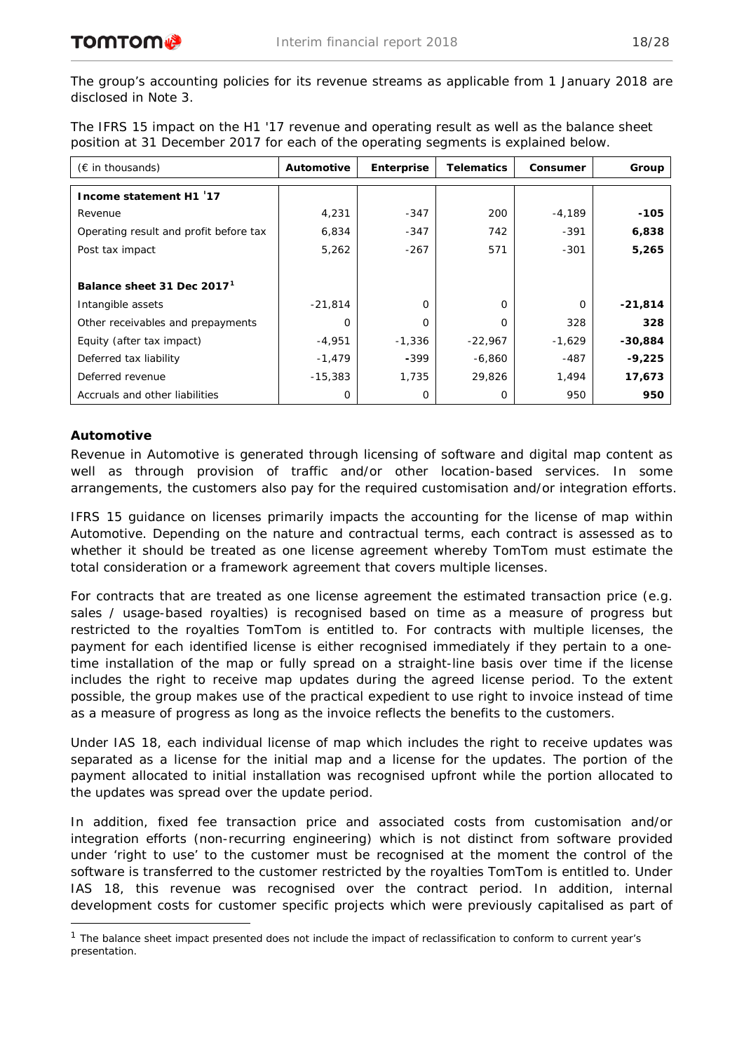The group's accounting policies for its revenue streams as applicable from 1 January 2018 are disclosed in Note 3.

The IFRS 15 impact on the H1 '17 revenue and operating result as well as the balance sheet position at 31 December 2017 for each of the operating segments is explained below.

| (€ in thousands) | Automotive | Enterprise | Telematics | Consumer | Group |
|---|---|---|---|---|---|
| **Income statement H1 '17** | | | | | |
| Revenue | 4,231 | -347 | 200 | -4,189 | **-105** |
| Operating result and profit before tax | 6,834 | -347 | 742 | -391 | **6,838** |
| Post tax impact | 5,262 | -267 | 571 | -301 | **5,265** |
| | | | | | |
| **Balance sheet 31 Dec 2017**[1] | | | | | |
| Intangible assets | -21,814 | 0 | 0 | 0 | **-21,814** |
| Other receivables and prepayments | 0 | 0 | 0 | 328 | **328** |
| Equity (after tax impact) | -4,951 | -1,336 | -22,967 | -1,629 | **-30,884** |
| Deferred tax liability | -1,479 | -399 | -6,860 | -487 | **-9,225** |
| Deferred revenue | -15,383 | 1,735 | 29,826 | 1,494 | **17,673** |
| Accruals and other liabilities | 0 | 0 | 0 | 950 | **950** |

### Automotive

Revenue in Automotive is generated through licensing of software and digital map content as well as through provision of traffic and/or other location-based services. In some arrangements, the customers also pay for the required customisation and/or integration efforts.

IFRS 15 guidance on licenses primarily impacts the accounting for the license of map within Automotive. Depending on the nature and contractual terms, each contract is assessed as to whether it should be treated as one license agreement whereby TomTom must estimate the total consideration or a framework agreement that covers multiple licenses.

For contracts that are treated as one license agreement the estimated transaction price (e.g. sales / usage-based royalties) is recognised based on time as a measure of progress but restricted to the royalties TomTom is entitled to. For contracts with multiple licenses, the payment for each identified license is either recognised immediately if they pertain to a one-time installation of the map or fully spread on a straight-line basis over time if the license includes the right to receive map updates during the agreed license period. To the extent possible, the group makes use of the practical expedient to use right to invoice instead of time as a measure of progress as long as the invoice reflects the benefits to the customers.

Under IAS 18, each individual license of map which includes the right to receive updates was separated as a license for the initial map and a license for the updates. The portion of the payment allocated to initial installation was recognised upfront while the portion allocated to the updates was spread over the update period.

In addition, fixed fee transaction price and associated costs from customisation and/or integration efforts (non-recurring engineering) which is not distinct from software provided under 'right to use' to the customer must be recognised at the moment the control of the software is transferred to the customer restricted by the royalties TomTom is entitled to. Under IAS 18, this revenue was recognised over the contract period. In addition, internal development costs for customer specific projects which were previously capitalised as part of

[1] The balance sheet impact presented does not include the impact of reclassification to conform to current year's presentation.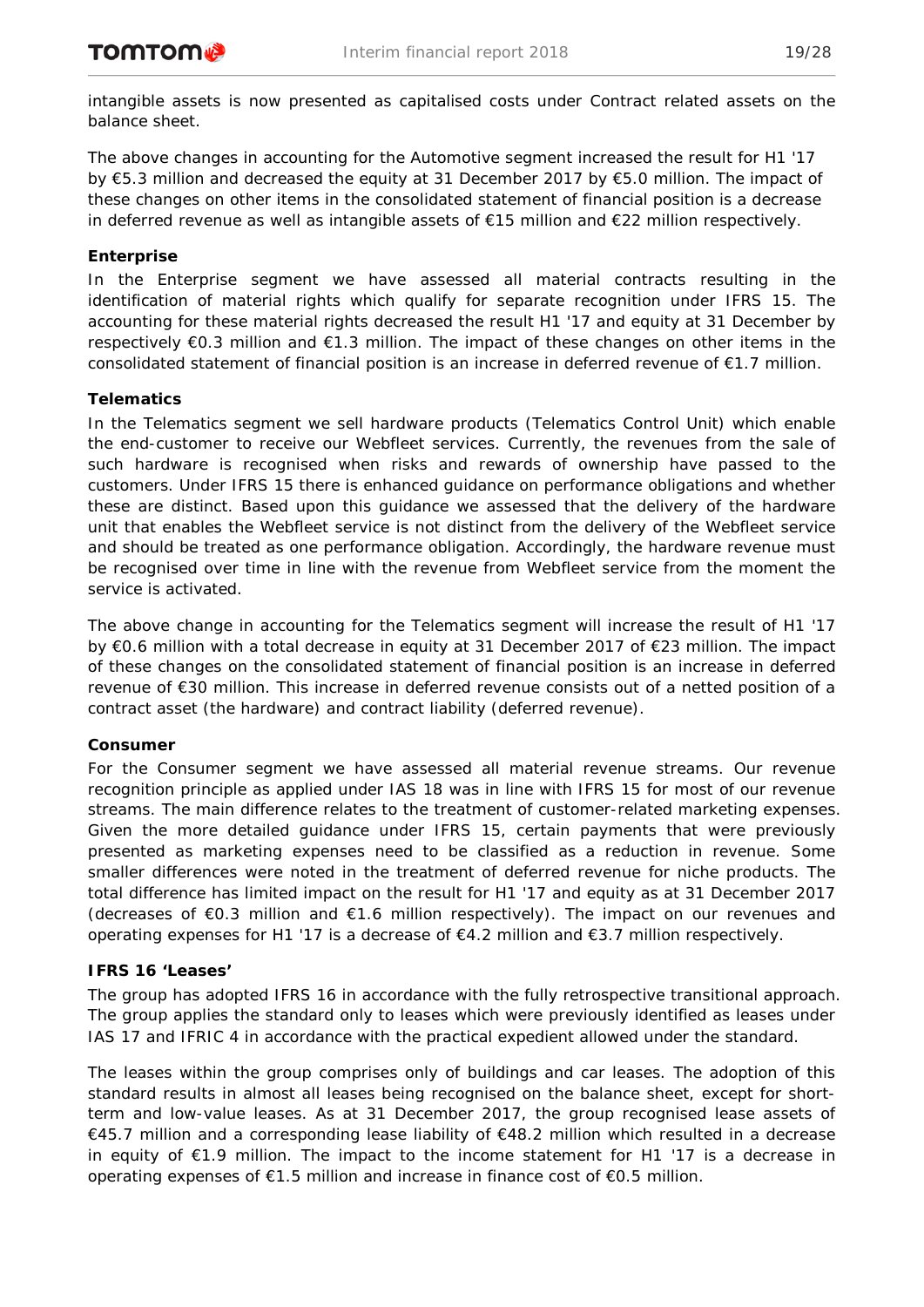intangible assets is now presented as capitalised costs under Contract related assets on the balance sheet.

The above changes in accounting for the Automotive segment increased the result for H1 '17 by €5.3 million and decreased the equity at 31 December 2017 by €5.0 million. The impact of these changes on other items in the consolidated statement of financial position is a decrease in deferred revenue as well as intangible assets of €15 million and €22 million respectively.

**Enterprise**

In the Enterprise segment we have assessed all material contracts resulting in the identification of material rights which qualify for separate recognition under IFRS 15. The accounting for these material rights decreased the result H1 '17 and equity at 31 December by respectively €0.3 million and €1.3 million. The impact of these changes on other items in the consolidated statement of financial position is an increase in deferred revenue of €1.7 million.

**Telematics**

In the Telematics segment we sell hardware products (Telematics Control Unit) which enable the end-customer to receive our Webfleet services. Currently, the revenues from the sale of such hardware is recognised when risks and rewards of ownership have passed to the customers. Under IFRS 15 there is enhanced guidance on performance obligations and whether these are distinct. Based upon this guidance we assessed that the delivery of the hardware unit that enables the Webfleet service is not distinct from the delivery of the Webfleet service and should be treated as one performance obligation. Accordingly, the hardware revenue must be recognised over time in line with the revenue from Webfleet service from the moment the service is activated.

The above change in accounting for the Telematics segment will increase the result of H1 '17 by €0.6 million with a total decrease in equity at 31 December 2017 of €23 million. The impact of these changes on the consolidated statement of financial position is an increase in deferred revenue of €30 million. This increase in deferred revenue consists out of a netted position of a contract asset (the hardware) and contract liability (deferred revenue).

**Consumer**

For the Consumer segment we have assessed all material revenue streams. Our revenue recognition principle as applied under IAS 18 was in line with IFRS 15 for most of our revenue streams. The main difference relates to the treatment of customer-related marketing expenses. Given the more detailed guidance under IFRS 15, certain payments that were previously presented as marketing expenses need to be classified as a reduction in revenue. Some smaller differences were noted in the treatment of deferred revenue for niche products. The total difference has limited impact on the result for H1 '17 and equity as at 31 December 2017 (decreases of €0.3 million and €1.6 million respectively). The impact on our revenues and operating expenses for H1 '17 is a decrease of €4.2 million and €3.7 million respectively.

**IFRS 16 'Leases'**

The group has adopted IFRS 16 in accordance with the fully retrospective transitional approach. The group applies the standard only to leases which were previously identified as leases under IAS 17 and IFRIC 4 in accordance with the practical expedient allowed under the standard.

The leases within the group comprises only of buildings and car leases. The adoption of this standard results in almost all leases being recognised on the balance sheet, except for short-term and low-value leases. As at 31 December 2017, the group recognised lease assets of €45.7 million and a corresponding lease liability of €48.2 million which resulted in a decrease in equity of €1.9 million. The impact to the income statement for H1 '17 is a decrease in operating expenses of €1.5 million and increase in finance cost of €0.5 million.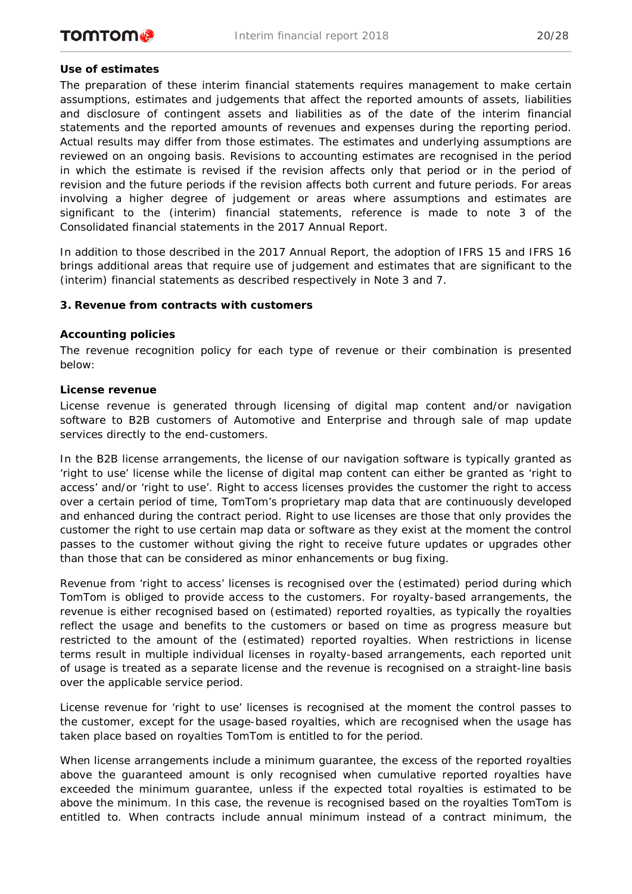**Use of estimates**

The preparation of these interim financial statements requires management to make certain assumptions, estimates and judgements that affect the reported amounts of assets, liabilities and disclosure of contingent assets and liabilities as of the date of the interim financial statements and the reported amounts of revenues and expenses during the reporting period. Actual results may differ from those estimates. The estimates and underlying assumptions are reviewed on an ongoing basis. Revisions to accounting estimates are recognised in the period in which the estimate is revised if the revision affects only that period or in the period of revision and the future periods if the revision affects both current and future periods. For areas involving a higher degree of judgement or areas where assumptions and estimates are significant to the (interim) financial statements, reference is made to note 3 of the Consolidated financial statements in the 2017 Annual Report.

In addition to those described in the 2017 Annual Report, the adoption of IFRS 15 and IFRS 16 brings additional areas that require use of judgement and estimates that are significant to the (interim) financial statements as described respectively in Note 3 and 7.

## 3. Revenue from contracts with customers

**Accounting policies**

The revenue recognition policy for each type of revenue or their combination is presented below:

**License revenue**

License revenue is generated through licensing of digital map content and/or navigation software to B2B customers of Automotive and Enterprise and through sale of map update services directly to the end-customers.

In the B2B license arrangements, the license of our navigation software is typically granted as 'right to use' license while the license of digital map content can either be granted as 'right to access' and/or 'right to use'. Right to access licenses provides the customer the right to access over a certain period of time, TomTom's proprietary map data that are continuously developed and enhanced during the contract period. Right to use licenses are those that only provides the customer the right to use certain map data or software as they exist at the moment the control passes to the customer without giving the right to receive future updates or upgrades other than those that can be considered as minor enhancements or bug fixing.

Revenue from 'right to access' licenses is recognised over the (estimated) period during which TomTom is obliged to provide access to the customers. For royalty-based arrangements, the revenue is either recognised based on (estimated) reported royalties, as typically the royalties reflect the usage and benefits to the customers or based on time as progress measure but restricted to the amount of the (estimated) reported royalties. When restrictions in license terms result in multiple individual licenses in royalty-based arrangements, each reported unit of usage is treated as a separate license and the revenue is recognised on a straight-line basis over the applicable service period.

License revenue for 'right to use' licenses is recognised at the moment the control passes to the customer, except for the usage-based royalties, which are recognised when the usage has taken place based on royalties TomTom is entitled to for the period.

When license arrangements include a minimum guarantee, the excess of the reported royalties above the guaranteed amount is only recognised when cumulative reported royalties have exceeded the minimum guarantee, unless if the expected total royalties is estimated to be above the minimum. In this case, the revenue is recognised based on the royalties TomTom is entitled to. When contracts include annual minimum instead of a contract minimum, the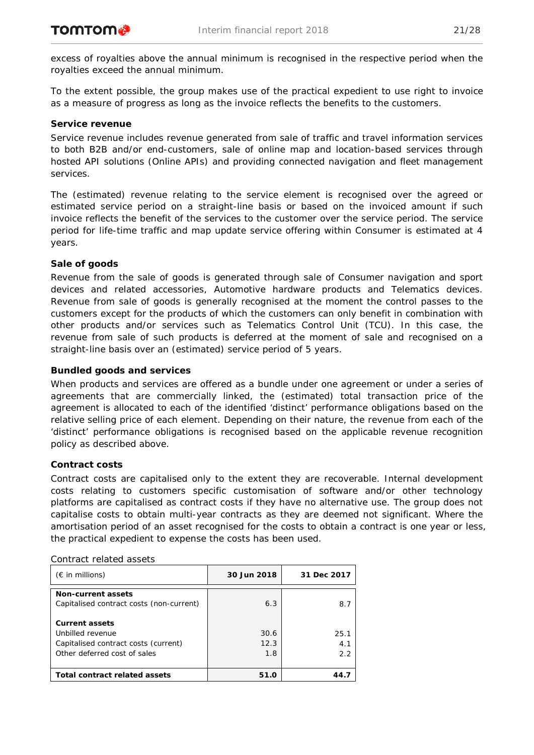excess of royalties above the annual minimum is recognised in the respective period when the royalties exceed the annual minimum.

To the extent possible, the group makes use of the practical expedient to use right to invoice as a measure of progress as long as the invoice reflects the benefits to the customers.

**Service revenue**

Service revenue includes revenue generated from sale of traffic and travel information services to both B2B and/or end-customers, sale of online map and location-based services through hosted API solutions (Online APIs) and providing connected navigation and fleet management services.

The (estimated) revenue relating to the service element is recognised over the agreed or estimated service period on a straight-line basis or based on the invoiced amount if such invoice reflects the benefit of the services to the customer over the service period. The service period for life-time traffic and map update service offering within Consumer is estimated at 4 years.

**Sale of goods**

Revenue from the sale of goods is generated through sale of Consumer navigation and sport devices and related accessories, Automotive hardware products and Telematics devices. Revenue from sale of goods is generally recognised at the moment the control passes to the customers except for the products of which the customers can only benefit in combination with other products and/or services such as Telematics Control Unit (TCU). In this case, the revenue from sale of such products is deferred at the moment of sale and recognised on a straight-line basis over an (estimated) service period of 5 years.

**Bundled goods and services**

When products and services are offered as a bundle under one agreement or under a series of agreements that are commercially linked, the (estimated) total transaction price of the agreement is allocated to each of the identified 'distinct' performance obligations based on the relative selling price of each element. Depending on their nature, the revenue from each of the 'distinct' performance obligations is recognised based on the applicable revenue recognition policy as described above.

**Contract costs**

Contract costs are capitalised only to the extent they are recoverable. Internal development costs relating to customers specific customisation of software and/or other technology platforms are capitalised as contract costs if they have no alternative use. The group does not capitalise costs to obtain multi-year contracts as they are deemed not significant. Where the amortisation period of an asset recognised for the costs to obtain a contract is one year or less, the practical expedient to expense the costs has been used.

Contract related assets

| (€ in millions) | 30 Jun 2018 | 31 Dec 2017 |
|---|---|---|
| **Non-current assets** | | |
| Capitalised contract costs (non-current) | 6.3 | 8.7 |
| **Current assets** | | |
| Unbilled revenue | 30.6 | 25.1 |
| Capitalised contract costs (current) | 12.3 | 4.1 |
| Other deferred cost of sales | 1.8 | 2.2 |
| **Total contract related assets** | **51.0** | **44.7** |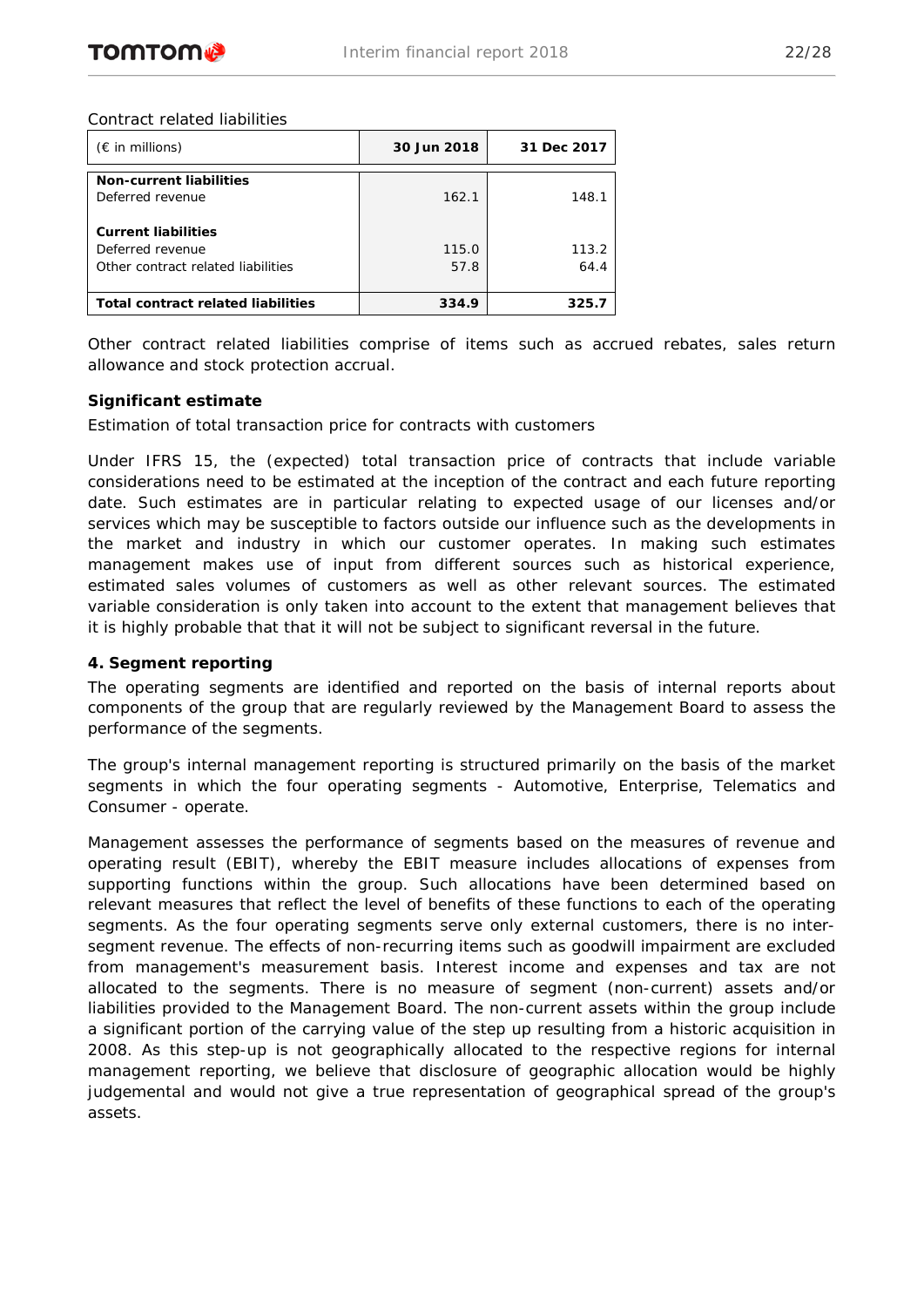Contract related liabilities

| (€ in millions) | 30 Jun 2018 | 31 Dec 2017 |
|---|---|---|
| **Non-current liabilities** | | |
| Deferred revenue | 162.1 | 148.1 |
| **Current liabilities** | | |
| Deferred revenue | 115.0 | 113.2 |
| Other contract related liabilities | 57.8 | 64.4 |
| **Total contract related liabilities** | **334.9** | **325.7** |

Other contract related liabilities comprise of items such as accrued rebates, sales return allowance and stock protection accrual.

**Significant estimate**

Estimation of total transaction price for contracts with customers

Under IFRS 15, the (expected) total transaction price of contracts that include variable considerations need to be estimated at the inception of the contract and each future reporting date. Such estimates are in particular relating to expected usage of our licenses and/or services which may be susceptible to factors outside our influence such as the developments in the market and industry in which our customer operates. In making such estimates management makes use of input from different sources such as historical experience, estimated sales volumes of customers as well as other relevant sources. The estimated variable consideration is only taken into account to the extent that management believes that it is highly probable that that it will not be subject to significant reversal in the future.

**4. Segment reporting**

The operating segments are identified and reported on the basis of internal reports about components of the group that are regularly reviewed by the Management Board to assess the performance of the segments.

The group's internal management reporting is structured primarily on the basis of the market segments in which the four operating segments - Automotive, Enterprise, Telematics and Consumer - operate.

Management assesses the performance of segments based on the measures of revenue and operating result (EBIT), whereby the EBIT measure includes allocations of expenses from supporting functions within the group. Such allocations have been determined based on relevant measures that reflect the level of benefits of these functions to each of the operating segments. As the four operating segments serve only external customers, there is no inter-segment revenue. The effects of non-recurring items such as goodwill impairment are excluded from management's measurement basis. Interest income and expenses and tax are not allocated to the segments. There is no measure of segment (non-current) assets and/or liabilities provided to the Management Board. The non-current assets within the group include a significant portion of the carrying value of the step up resulting from a historic acquisition in 2008. As this step-up is not geographically allocated to the respective regions for internal management reporting, we believe that disclosure of geographic allocation would be highly judgemental and would not give a true representation of geographical spread of the group's assets.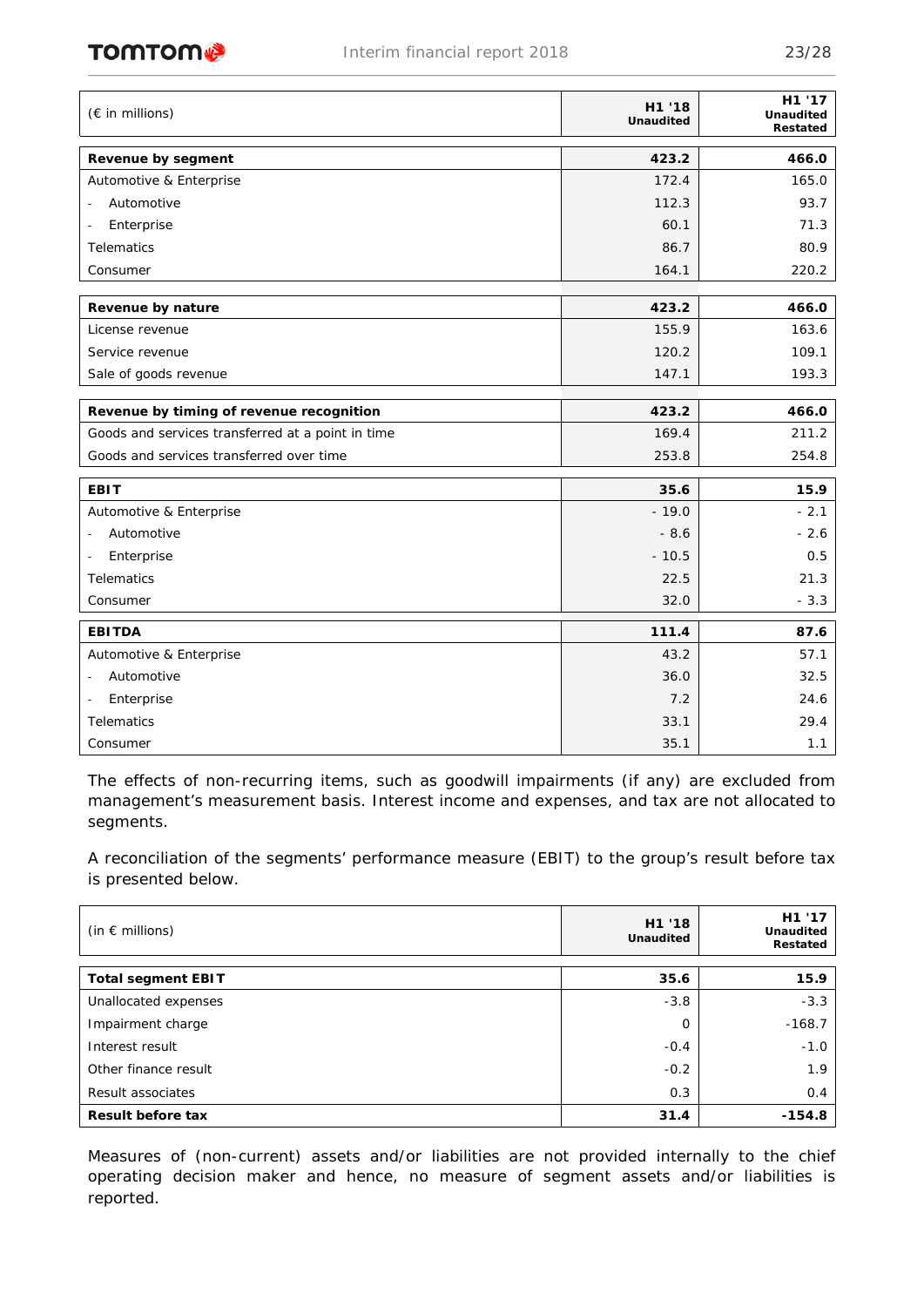| (€ in millions) | H1 '18 Unaudited | H1 '17 Unaudited Restated |
|---|---|---|
| **Revenue by segment** | **423.2** | **466.0** |
| Automotive & Enterprise | 172.4 | 165.0 |
| - Automotive | 112.3 | 93.7 |
| - Enterprise | 60.1 | 71.3 |
| Telematics | 86.7 | 80.9 |
| Consumer | 164.1 | 220.2 |
| **Revenue by nature** | **423.2** | **466.0** |
| License revenue | 155.9 | 163.6 |
| Service revenue | 120.2 | 109.1 |
| Sale of goods revenue | 147.1 | 193.3 |
| **Revenue by timing of revenue recognition** | **423.2** | **466.0** |
| Goods and services transferred at a point in time | 169.4 | 211.2 |
| Goods and services transferred over time | 253.8 | 254.8 |
| **EBIT** | **35.6** | **15.9** |
| Automotive & Enterprise | - 19.0 | - 2.1 |
| - Automotive | - 8.6 | - 2.6 |
| - Enterprise | - 10.5 | 0.5 |
| Telematics | 22.5 | 21.3 |
| Consumer | 32.0 | - 3.3 |
| **EBITDA** | **111.4** | **87.6** |
| Automotive & Enterprise | 43.2 | 57.1 |
| - Automotive | 36.0 | 32.5 |
| - Enterprise | 7.2 | 24.6 |
| Telematics | 33.1 | 29.4 |
| Consumer | 35.1 | 1.1 |

The effects of non-recurring items, such as goodwill impairments (if any) are excluded from management's measurement basis. Interest income and expenses, and tax are not allocated to segments.

A reconciliation of the segments' performance measure (EBIT) to the group's result before tax is presented below.

| (in € millions) | H1 '18 Unaudited | H1 '17 Unaudited Restated |
|---|---|---|
| **Total segment EBIT** | **35.6** | **15.9** |
| Unallocated expenses | -3.8 | -3.3 |
| Impairment charge | 0 | -168.7 |
| Interest result | -0.4 | -1.0 |
| Other finance result | -0.2 | 1.9 |
| Result associates | 0.3 | 0.4 |
| **Result before tax** | **31.4** | **-154.8** |

Measures of (non-current) assets and/or liabilities are not provided internally to the chief operating decision maker and hence, no measure of segment assets and/or liabilities is reported.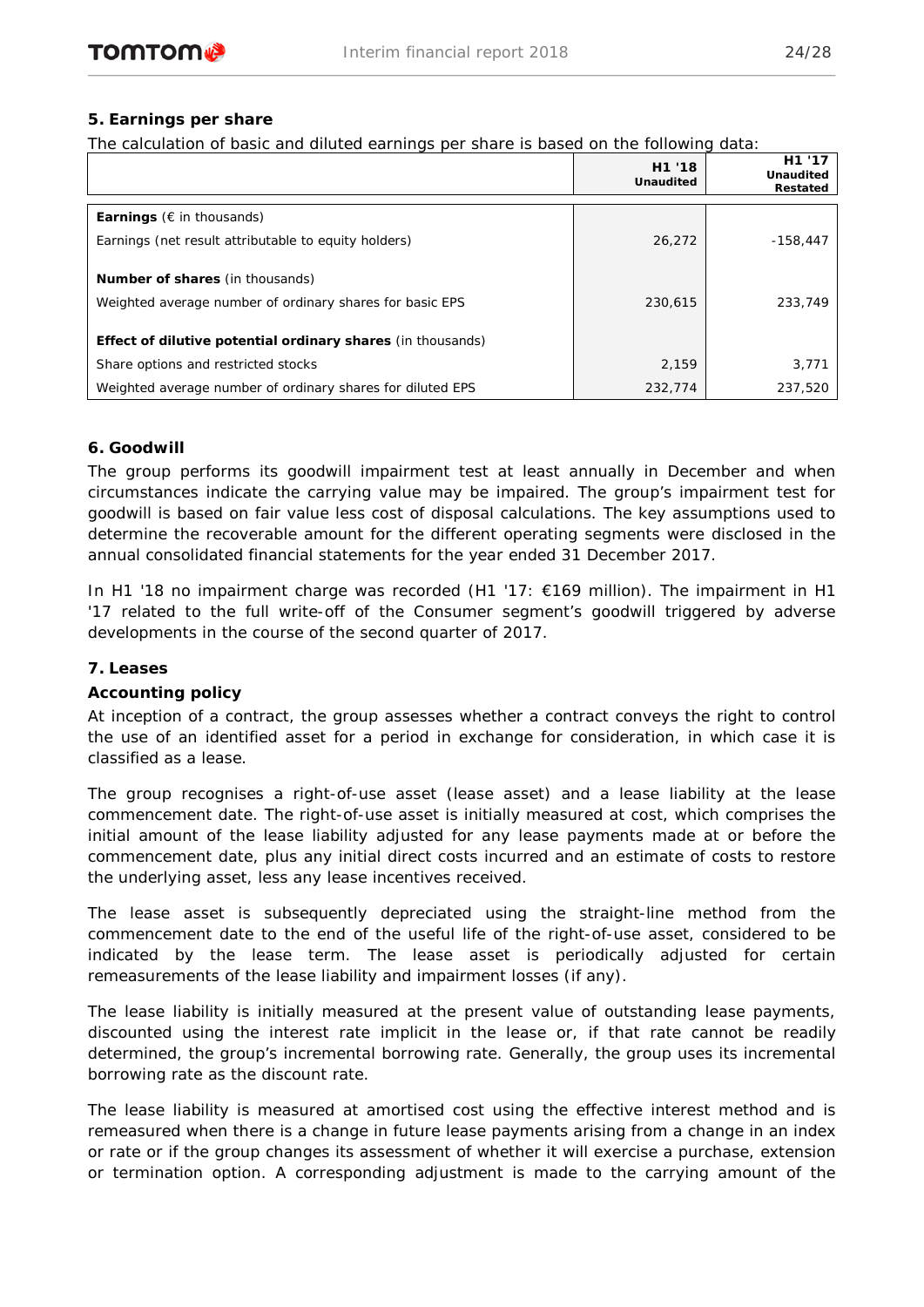## 5. Earnings per share

The calculation of basic and diluted earnings per share is based on the following data:

| | H1 '18 Unaudited | H1 '17 Unaudited Restated |
|---|---|---|
| **Earnings** (€ in thousands) | | |
| Earnings (net result attributable to equity holders) | 26,272 | -158,447 |
| **Number of shares** (in thousands) | | |
| Weighted average number of ordinary shares for basic EPS | 230,615 | 233,749 |
| **Effect of dilutive potential ordinary shares** (in thousands) | | |
| Share options and restricted stocks | 2,159 | 3,771 |
| Weighted average number of ordinary shares for diluted EPS | 232,774 | 237,520 |

## 6. Goodwill

The group performs its goodwill impairment test at least annually in December and when circumstances indicate the carrying value may be impaired. The group's impairment test for goodwill is based on fair value less cost of disposal calculations. The key assumptions used to determine the recoverable amount for the different operating segments were disclosed in the annual consolidated financial statements for the year ended 31 December 2017.

In H1 '18 no impairment charge was recorded (H1 '17: €169 million). The impairment in H1 '17 related to the full write-off of the Consumer segment's goodwill triggered by adverse developments in the course of the second quarter of 2017.

## 7. Leases

### Accounting policy

At inception of a contract, the group assesses whether a contract conveys the right to control the use of an identified asset for a period in exchange for consideration, in which case it is classified as a lease.

The group recognises a right-of-use asset (lease asset) and a lease liability at the lease commencement date. The right-of-use asset is initially measured at cost, which comprises the initial amount of the lease liability adjusted for any lease payments made at or before the commencement date, plus any initial direct costs incurred and an estimate of costs to restore the underlying asset, less any lease incentives received.

The lease asset is subsequently depreciated using the straight-line method from the commencement date to the end of the useful life of the right-of-use asset, considered to be indicated by the lease term. The lease asset is periodically adjusted for certain remeasurements of the lease liability and impairment losses (if any).

The lease liability is initially measured at the present value of outstanding lease payments, discounted using the interest rate implicit in the lease or, if that rate cannot be readily determined, the group's incremental borrowing rate. Generally, the group uses its incremental borrowing rate as the discount rate.

The lease liability is measured at amortised cost using the effective interest method and is remeasured when there is a change in future lease payments arising from a change in an index or rate or if the group changes its assessment of whether it will exercise a purchase, extension or termination option. A corresponding adjustment is made to the carrying amount of the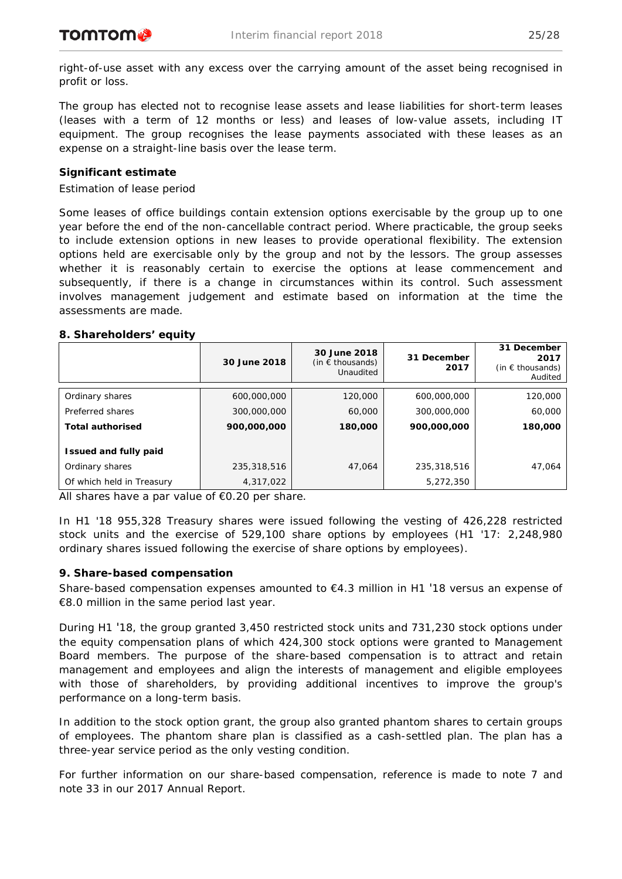right-of-use asset with any excess over the carrying amount of the asset being recognised in profit or loss.

The group has elected not to recognise lease assets and lease liabilities for short-term leases (leases with a term of 12 months or less) and leases of low-value assets, including IT equipment. The group recognises the lease payments associated with these leases as an expense on a straight-line basis over the lease term.

**Significant estimate**

Estimation of lease period

Some leases of office buildings contain extension options exercisable by the group up to one year before the end of the non-cancellable contract period. Where practicable, the group seeks to include extension options in new leases to provide operational flexibility. The extension options held are exercisable only by the group and not by the lessors. The group assesses whether it is reasonably certain to exercise the options at lease commencement and subsequently, if there is a change in circumstances within its control. Such assessment involves management judgement and estimate based on information at the time the assessments are made.

**8. Shareholders' equity**

| | 30 June 2018 | 30 June 2018 (in € thousands) Unaudited | 31 December 2017 | 31 December 2017 (in € thousands) Audited |
|---|---|---|---|---|
| Ordinary shares | 600,000,000 | 120,000 | 600,000,000 | 120,000 |
| Preferred shares | 300,000,000 | 60,000 | 300,000,000 | 60,000 |
| **Total authorised** | **900,000,000** | **180,000** | **900,000,000** | **180,000** |
| **Issued and fully paid** | | | | |
| Ordinary shares | 235,318,516 | 47,064 | 235,318,516 | 47,064 |
| Of which held in Treasury | 4,317,022 | | 5,272,350 | |

All shares have a par value of €0.20 per share.

In H1 '18 955,328 Treasury shares were issued following the vesting of 426,228 restricted stock units and the exercise of 529,100 share options by employees (H1 '17: 2,248,980 ordinary shares issued following the exercise of share options by employees).

**9. Share-based compensation**

Share-based compensation expenses amounted to €4.3 million in H1 '18 versus an expense of €8.0 million in the same period last year.

During H1 '18, the group granted 3,450 restricted stock units and 731,230 stock options under the equity compensation plans of which 424,300 stock options were granted to Management Board members. The purpose of the share-based compensation is to attract and retain management and employees and align the interests of management and eligible employees with those of shareholders, by providing additional incentives to improve the group's performance on a long-term basis.

In addition to the stock option grant, the group also granted phantom shares to certain groups of employees. The phantom share plan is classified as a cash-settled plan. The plan has a three-year service period as the only vesting condition.

For further information on our share-based compensation, reference is made to note 7 and note 33 in our 2017 Annual Report.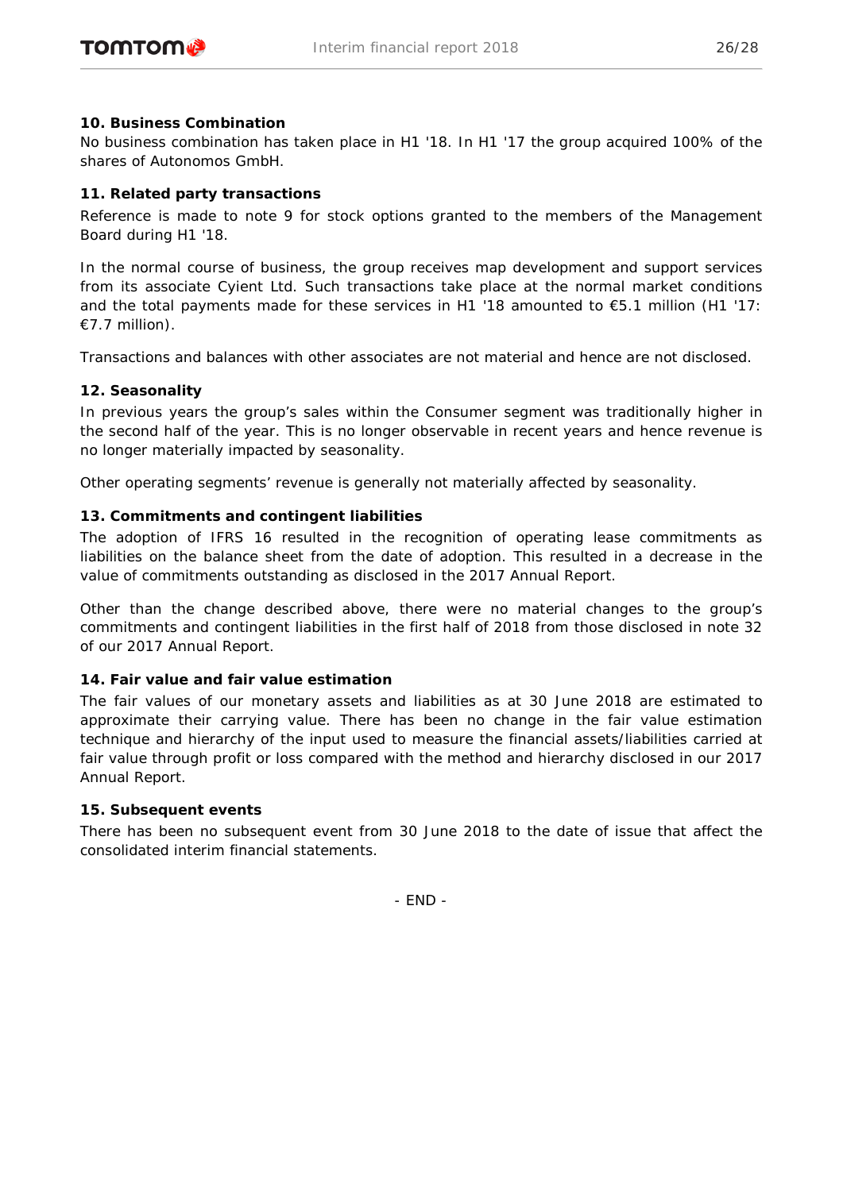**10. Business Combination**

No business combination has taken place in H1 '18. In H1 '17 the group acquired 100% of the shares of Autonomos GmbH.

**11. Related party transactions**

Reference is made to note 9 for stock options granted to the members of the Management Board during H1 '18.

In the normal course of business, the group receives map development and support services from its associate Cyient Ltd. Such transactions take place at the normal market conditions and the total payments made for these services in H1 '18 amounted to €5.1 million (H1 '17: €7.7 million).

Transactions and balances with other associates are not material and hence are not disclosed.

**12. Seasonality**

In previous years the group's sales within the Consumer segment was traditionally higher in the second half of the year. This is no longer observable in recent years and hence revenue is no longer materially impacted by seasonality.

Other operating segments' revenue is generally not materially affected by seasonality.

**13. Commitments and contingent liabilities**

The adoption of IFRS 16 resulted in the recognition of operating lease commitments as liabilities on the balance sheet from the date of adoption. This resulted in a decrease in the value of commitments outstanding as disclosed in the 2017 Annual Report.

Other than the change described above, there were no material changes to the group's commitments and contingent liabilities in the first half of 2018 from those disclosed in note 32 of our 2017 Annual Report.

**14. Fair value and fair value estimation**

The fair values of our monetary assets and liabilities as at 30 June 2018 are estimated to approximate their carrying value. There has been no change in the fair value estimation technique and hierarchy of the input used to measure the financial assets/liabilities carried at fair value through profit or loss compared with the method and hierarchy disclosed in our 2017 Annual Report.

**15. Subsequent events**

There has been no subsequent event from 30 June 2018 to the date of issue that affect the consolidated interim financial statements.

- END -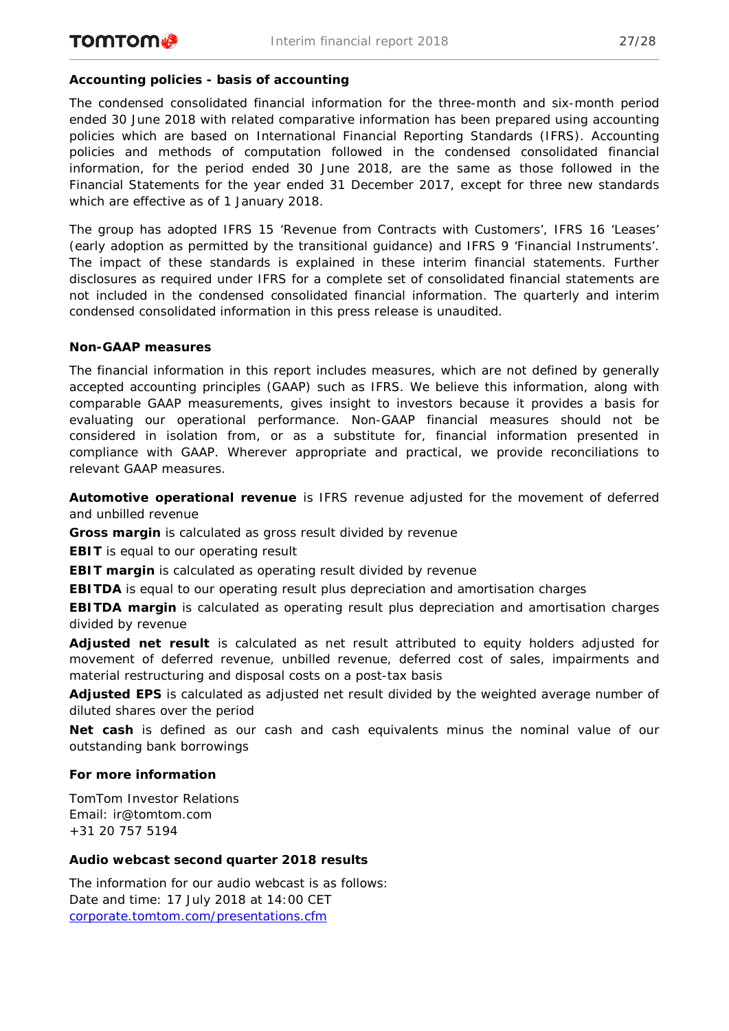### Accounting policies - basis of accounting

The condensed consolidated financial information for the three-month and six-month period ended 30 June 2018 with related comparative information has been prepared using accounting policies which are based on International Financial Reporting Standards (IFRS). Accounting policies and methods of computation followed in the condensed consolidated financial information, for the period ended 30 June 2018, are the same as those followed in the Financial Statements for the year ended 31 December 2017, except for three new standards which are effective as of 1 January 2018.

The group has adopted IFRS 15 'Revenue from Contracts with Customers', IFRS 16 'Leases' (early adoption as permitted by the transitional guidance) and IFRS 9 'Financial Instruments'. The impact of these standards is explained in these interim financial statements. Further disclosures as required under IFRS for a complete set of consolidated financial statements are not included in the condensed consolidated financial information. The quarterly and interim condensed consolidated information in this press release is unaudited.

### Non-GAAP measures

The financial information in this report includes measures, which are not defined by generally accepted accounting principles (GAAP) such as IFRS. We believe this information, along with comparable GAAP measurements, gives insight to investors because it provides a basis for evaluating our operational performance. Non-GAAP financial measures should not be considered in isolation from, or as a substitute for, financial information presented in compliance with GAAP. Wherever appropriate and practical, we provide reconciliations to relevant GAAP measures.

**Automotive operational revenue** is IFRS revenue adjusted for the movement of deferred and unbilled revenue

**Gross margin** is calculated as gross result divided by revenue

**EBIT** is equal to our operating result

**EBIT margin** is calculated as operating result divided by revenue

**EBITDA** is equal to our operating result plus depreciation and amortisation charges

**EBITDA margin** is calculated as operating result plus depreciation and amortisation charges divided by revenue

**Adjusted net result** is calculated as net result attributed to equity holders adjusted for movement of deferred revenue, unbilled revenue, deferred cost of sales, impairments and material restructuring and disposal costs on a post-tax basis

**Adjusted EPS** is calculated as adjusted net result divided by the weighted average number of diluted shares over the period

**Net cash** is defined as our cash and cash equivalents minus the nominal value of our outstanding bank borrowings

### For more information

TomTom Investor Relations
Email: ir@tomtom.com
+31 20 757 5194

### Audio webcast second quarter 2018 results

The information for our audio webcast is as follows:
Date and time: 17 July 2018 at 14:00 CET
[corporate.tomtom.com/presentations.cfm](corporate.tomtom.com/presentations.cfm)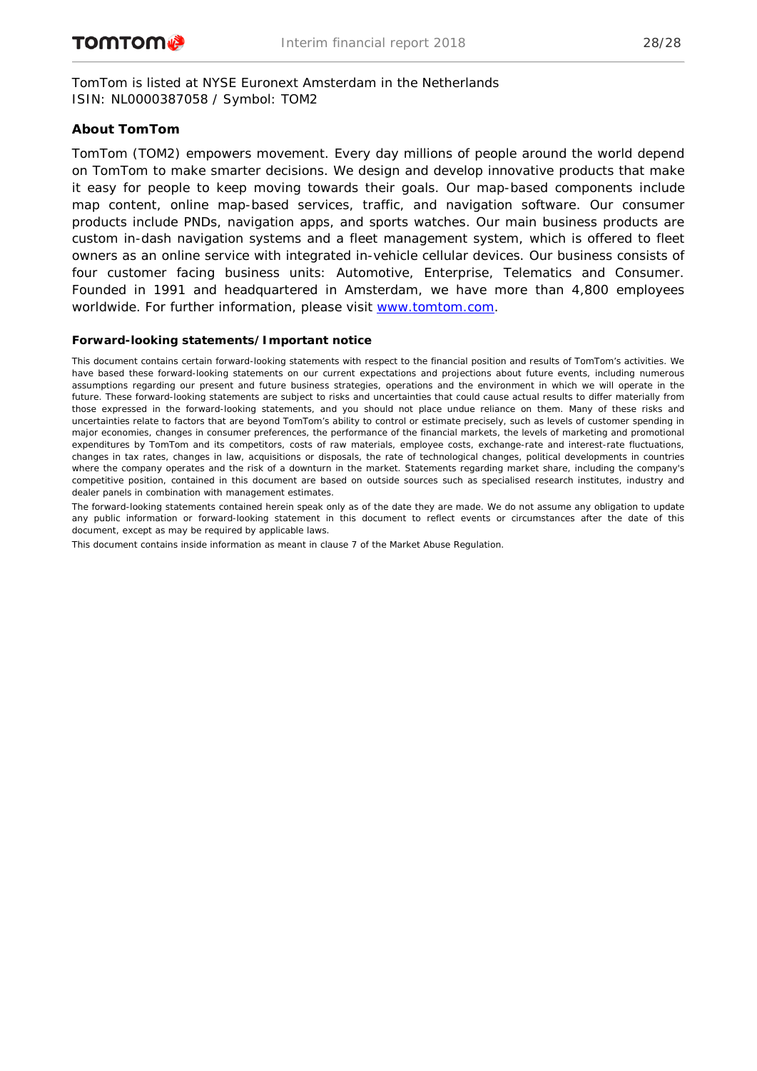TomTom is listed at NYSE Euronext Amsterdam in the Netherlands
ISIN: NL0000387058 / Symbol: TOM2

## About TomTom

TomTom (TOM2) empowers movement. Every day millions of people around the world depend on TomTom to make smarter decisions. We design and develop innovative products that make it easy for people to keep moving towards their goals. Our map-based components include map content, online map-based services, traffic, and navigation software. Our consumer products include PNDs, navigation apps, and sports watches. Our main business products are custom in-dash navigation systems and a fleet management system, which is offered to fleet owners as an online service with integrated in-vehicle cellular devices. Our business consists of four customer facing business units: Automotive, Enterprise, Telematics and Consumer. Founded in 1991 and headquartered in Amsterdam, we have more than 4,800 employees worldwide. For further information, please visit [www.tomtom.com](http://www.tomtom.com).

### Forward-looking statements/Important notice

This document contains certain forward-looking statements with respect to the financial position and results of TomTom's activities. We have based these forward-looking statements on our current expectations and projections about future events, including numerous assumptions regarding our present and future business strategies, operations and the environment in which we will operate in the future. These forward-looking statements are subject to risks and uncertainties that could cause actual results to differ materially from those expressed in the forward-looking statements, and you should not place undue reliance on them. Many of these risks and uncertainties relate to factors that are beyond TomTom's ability to control or estimate precisely, such as levels of customer spending in major economies, changes in consumer preferences, the performance of the financial markets, the levels of marketing and promotional expenditures by TomTom and its competitors, costs of raw materials, employee costs, exchange-rate and interest-rate fluctuations, changes in tax rates, changes in law, acquisitions or disposals, the rate of technological changes, political developments in countries where the company operates and the risk of a downturn in the market. Statements regarding market share, including the company's competitive position, contained in this document are based on outside sources such as specialised research institutes, industry and dealer panels in combination with management estimates.

The forward-looking statements contained herein speak only as of the date they are made. We do not assume any obligation to update any public information or forward-looking statement in this document to reflect events or circumstances after the date of this document, except as may be required by applicable laws.

This document contains inside information as meant in clause 7 of the Market Abuse Regulation.